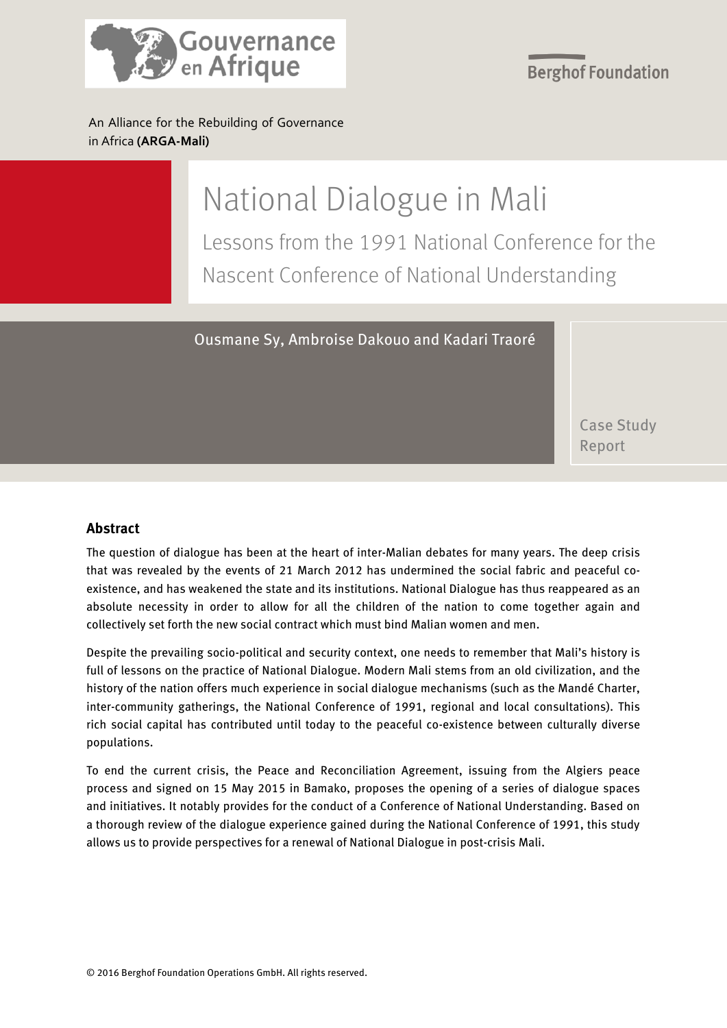Gouvernance en Afrique

Berghof Foundation

An Alliance for the Rebuilding of Governance in Africa **(ARGA-Mali)**

# National Dialogue in Mali

## Lessons from the 1991 National Conference for the Nascent Conference of National Understanding

Ousmane Sy, Ambroise Dakouo and Kadari Traoré

Case Study Report

### Abstract

The question of dialogue has been at the heart of inter-Malian debates for many years. The deep crisis that was revealed by the events of 21 March 2012 has undermined the social fabric and peaceful co-existence, and has weakened the state and its institutions. National Dialogue has thus reappeared as an absolute necessity in order to allow for all the children of the nation to come together again and collectively set forth the new social contract which must bind Malian women and men.

Despite the prevailing socio-political and security context, one needs to remember that Mali's history is full of lessons on the practice of National Dialogue. Modern Mali stems from an old civilization, and the history of the nation offers much experience in social dialogue mechanisms (such as the Mandé Charter, inter-community gatherings, the National Conference of 1991, regional and local consultations). This rich social capital has contributed until today to the peaceful co-existence between culturally diverse populations.

To end the current crisis, the Peace and Reconciliation Agreement, issuing from the Algiers peace process and signed on 15 May 2015 in Bamako, proposes the opening of a series of dialogue spaces and initiatives. It notably provides for the conduct of a Conference of National Understanding. Based on a thorough review of the dialogue experience gained during the National Conference of 1991, this study allows us to provide perspectives for a renewal of National Dialogue in post-crisis Mali.

© 2016 Berghof Foundation Operations GmbH. All rights reserved.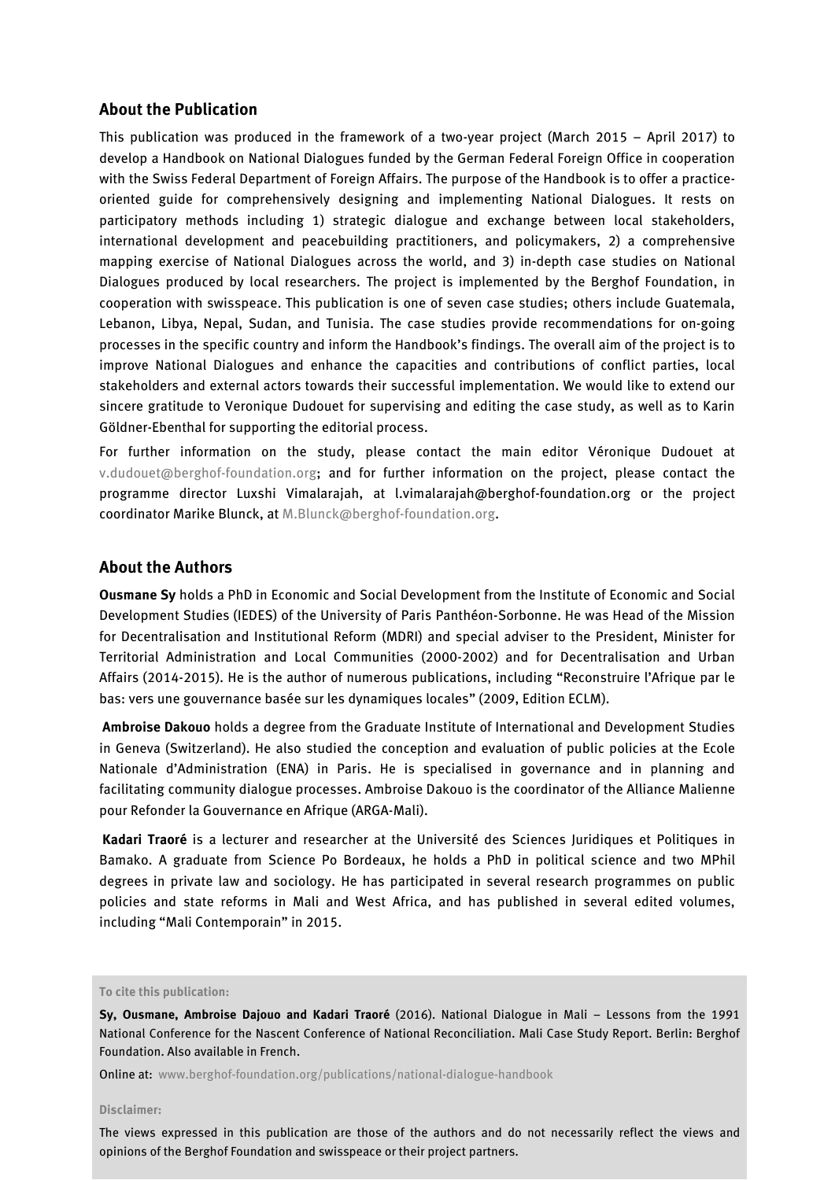## About the Publication

This publication was produced in the framework of a two-year project (March 2015 – April 2017) to develop a Handbook on National Dialogues funded by the German Federal Foreign Office in cooperation with the Swiss Federal Department of Foreign Affairs. The purpose of the Handbook is to offer a practice-oriented guide for comprehensively designing and implementing National Dialogues. It rests on participatory methods including 1) strategic dialogue and exchange between local stakeholders, international development and peacebuilding practitioners, and policymakers, 2) a comprehensive mapping exercise of National Dialogues across the world, and 3) in-depth case studies on National Dialogues produced by local researchers. The project is implemented by the Berghof Foundation, in cooperation with swisspeace. This publication is one of seven case studies; others include Guatemala, Lebanon, Libya, Nepal, Sudan, and Tunisia. The case studies provide recommendations for on-going processes in the specific country and inform the Handbook's findings. The overall aim of the project is to improve National Dialogues and enhance the capacities and contributions of conflict parties, local stakeholders and external actors towards their successful implementation. We would like to extend our sincere gratitude to Veronique Dudouet for supervising and editing the case study, as well as to Karin Göldner-Ebenthal for supporting the editorial process.

For further information on the study, please contact the main editor Véronique Dudouet at v.dudouet@berghof-foundation.org; and for further information on the project, please contact the programme director Luxshi Vimalarajah, at l.vimalarajah@berghof-foundation.org or the project coordinator Marike Blunck, at M.Blunck@berghof-foundation.org.

## About the Authors

**Ousmane Sy** holds a PhD in Economic and Social Development from the Institute of Economic and Social Development Studies (IEDES) of the University of Paris Panthéon-Sorbonne. He was Head of the Mission for Decentralisation and Institutional Reform (MDRI) and special adviser to the President, Minister for Territorial Administration and Local Communities (2000-2002) and for Decentralisation and Urban Affairs (2014-2015). He is the author of numerous publications, including "Reconstruire l'Afrique par le bas: vers une gouvernance basée sur les dynamiques locales" (2009, Edition ECLM).

**Ambroise Dakouo** holds a degree from the Graduate Institute of International and Development Studies in Geneva (Switzerland). He also studied the conception and evaluation of public policies at the Ecole Nationale d'Administration (ENA) in Paris. He is specialised in governance and in planning and facilitating community dialogue processes. Ambroise Dakouo is the coordinator of the Alliance Malienne pour Refonder la Gouvernance en Afrique (ARGA-Mali).

**Kadari Traoré** is a lecturer and researcher at the Université des Sciences Juridiques et Politiques in Bamako. A graduate from Science Po Bordeaux, he holds a PhD in political science and two MPhil degrees in private law and sociology. He has participated in several research programmes on public policies and state reforms in Mali and West Africa, and has published in several edited volumes, including "Mali Contemporain" in 2015.

**To cite this publication:**

**Sy, Ousmane, Ambroise Dajouo and Kadari Traoré** (2016). National Dialogue in Mali – Lessons from the 1991 National Conference for the Nascent Conference of National Reconciliation. Mali Case Study Report. Berlin: Berghof Foundation. Also available in French.

Online at: www.berghof-foundation.org/publications/national-dialogue-handbook

**Disclaimer:**

The views expressed in this publication are those of the authors and do not necessarily reflect the views and opinions of the Berghof Foundation and swisspeace or their project partners.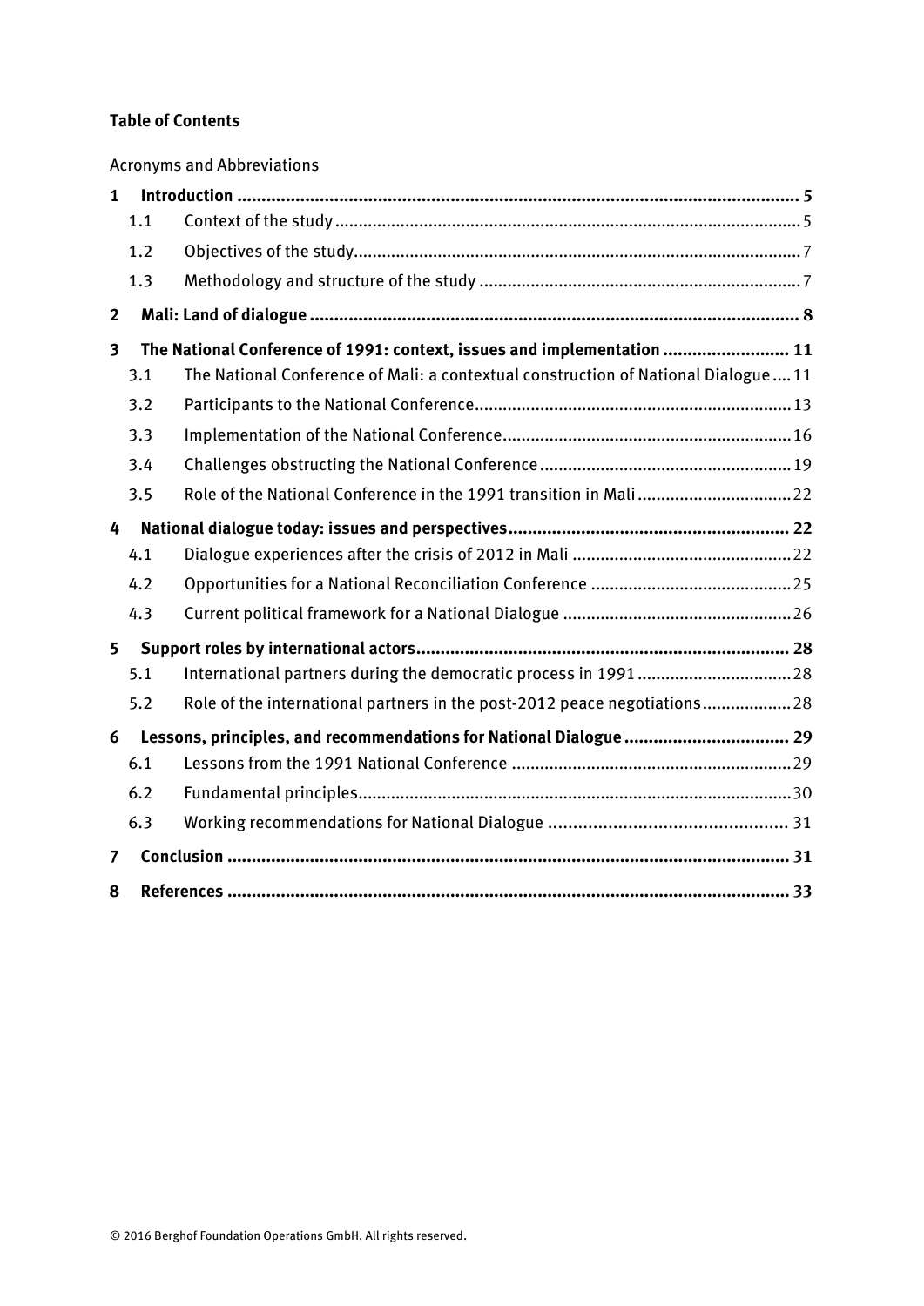**Table of Contents**

Acronyms and Abbreviations

**1 Introduction** ... 5
- 1.1 Context of the study ... 5
- 1.2 Objectives of the study ... 7
- 1.3 Methodology and structure of the study ... 7

**2 Mali: Land of dialogue** ... 8

**3 The National Conference of 1991: context, issues and implementation** ... 11
- 3.1 The National Conference of Mali: a contextual construction of National Dialogue ... 11
- 3.2 Participants to the National Conference ... 13
- 3.3 Implementation of the National Conference ... 16
- 3.4 Challenges obstructing the National Conference ... 19
- 3.5 Role of the National Conference in the 1991 transition in Mali ... 22

**4 National dialogue today: issues and perspectives** ... 22
- 4.1 Dialogue experiences after the crisis of 2012 in Mali ... 22
- 4.2 Opportunities for a National Reconciliation Conference ... 25
- 4.3 Current political framework for a National Dialogue ... 26

**5 Support roles by international actors** ... 28
- 5.1 International partners during the democratic process in 1991 ... 28
- 5.2 Role of the international partners in the post-2012 peace negotiations ... 28

**6 Lessons, principles, and recommendations for National Dialogue** ... 29
- 6.1 Lessons from the 1991 National Conference ... 29
- 6.2 Fundamental principles ... 30
- 6.3 Working recommendations for National Dialogue ... 31

**7 Conclusion** ... 31

**8 References** ... 33

© 2016 Berghof Foundation Operations GmbH. All rights reserved.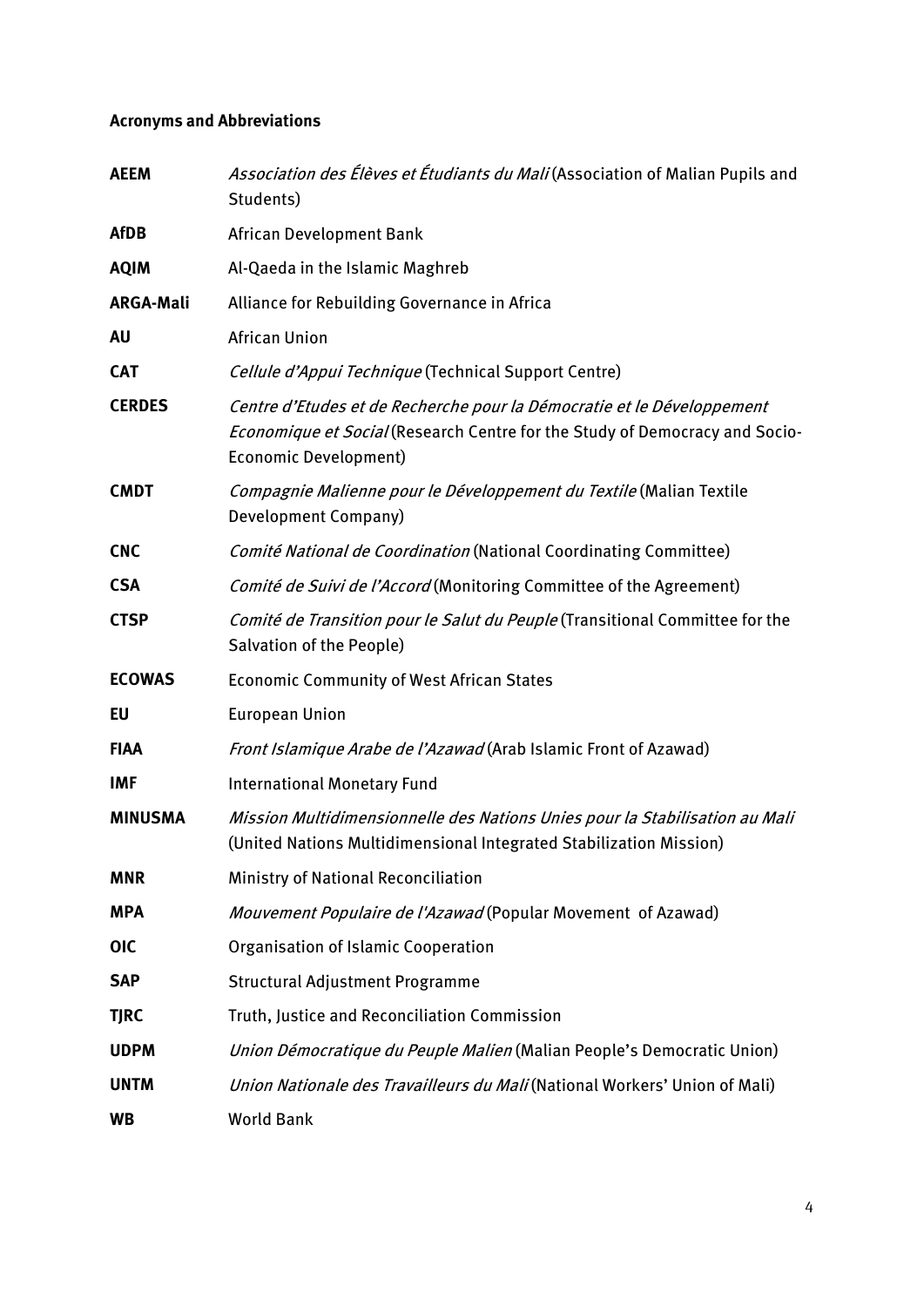**Acronyms and Abbreviations**

| | |
|---|---|
| **AEEM** | *Association des Élèves et Étudiants du Mali* (Association of Malian Pupils and Students) |
| **AfDB** | African Development Bank |
| **AQIM** | Al-Qaeda in the Islamic Maghreb |
| **ARGA-Mali** | Alliance for Rebuilding Governance in Africa |
| **AU** | African Union |
| **CAT** | *Cellule d'Appui Technique* (Technical Support Centre) |
| **CERDES** | *Centre d'Etudes et de Recherche pour la Démocratie et le Développement Economique et Social* (Research Centre for the Study of Democracy and Socio-Economic Development) |
| **CMDT** | *Compagnie Malienne pour le Développement du Textile* (Malian Textile Development Company) |
| **CNC** | *Comité National de Coordination* (National Coordinating Committee) |
| **CSA** | *Comité de Suivi de l'Accord* (Monitoring Committee of the Agreement) |
| **CTSP** | *Comité de Transition pour le Salut du Peuple* (Transitional Committee for the Salvation of the People) |
| **ECOWAS** | Economic Community of West African States |
| **EU** | European Union |
| **FIAA** | *Front Islamique Arabe de l'Azawad* (Arab Islamic Front of Azawad) |
| **IMF** | International Monetary Fund |
| **MINUSMA** | *Mission Multidimensionnelle des Nations Unies pour la Stabilisation au Mali* (United Nations Multidimensional Integrated Stabilization Mission) |
| **MNR** | Ministry of National Reconciliation |
| **MPA** | *Mouvement Populaire de l'Azawad* (Popular Movement of Azawad) |
| **OIC** | Organisation of Islamic Cooperation |
| **SAP** | Structural Adjustment Programme |
| **TJRC** | Truth, Justice and Reconciliation Commission |
| **UDPM** | *Union Démocratique du Peuple Malien* (Malian People's Democratic Union) |
| **UNTM** | *Union Nationale des Travailleurs du Mali* (National Workers' Union of Mali) |
| **WB** | World Bank |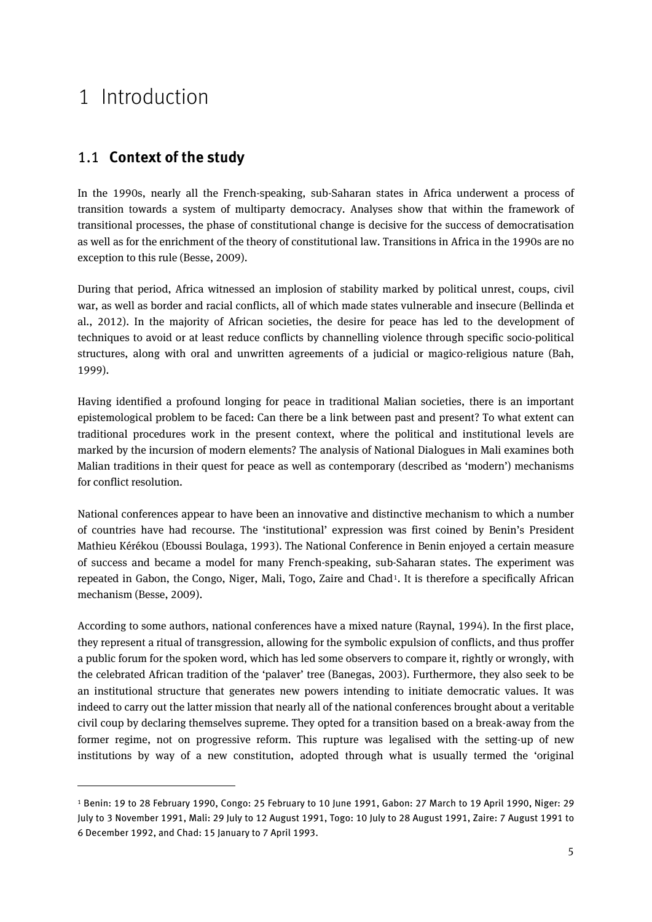# 1 Introduction

## 1.1 Context of the study

In the 1990s, nearly all the French-speaking, sub-Saharan states in Africa underwent a process of transition towards a system of multiparty democracy. Analyses show that within the framework of transitional processes, the phase of constitutional change is decisive for the success of democratisation as well as for the enrichment of the theory of constitutional law. Transitions in Africa in the 1990s are no exception to this rule (Besse, 2009).

During that period, Africa witnessed an implosion of stability marked by political unrest, coups, civil war, as well as border and racial conflicts, all of which made states vulnerable and insecure (Bellinda et al., 2012). In the majority of African societies, the desire for peace has led to the development of techniques to avoid or at least reduce conflicts by channelling violence through specific socio-political structures, along with oral and unwritten agreements of a judicial or magico-religious nature (Bah, 1999).

Having identified a profound longing for peace in traditional Malian societies, there is an important epistemological problem to be faced: Can there be a link between past and present? To what extent can traditional procedures work in the present context, where the political and institutional levels are marked by the incursion of modern elements? The analysis of National Dialogues in Mali examines both Malian traditions in their quest for peace as well as contemporary (described as 'modern') mechanisms for conflict resolution.

National conferences appear to have been an innovative and distinctive mechanism to which a number of countries have had recourse. The 'institutional' expression was first coined by Benin's President Mathieu Kérékou (Eboussi Boulaga, 1993). The National Conference in Benin enjoyed a certain measure of success and became a model for many French-speaking, sub-Saharan states. The experiment was repeated in Gabon, the Congo, Niger, Mali, Togo, Zaire and Chad[1]. It is therefore a specifically African mechanism (Besse, 2009).

According to some authors, national conferences have a mixed nature (Raynal, 1994). In the first place, they represent a ritual of transgression, allowing for the symbolic expulsion of conflicts, and thus proffer a public forum for the spoken word, which has led some observers to compare it, rightly or wrongly, with the celebrated African tradition of the 'palaver' tree (Banegas, 2003). Furthermore, they also seek to be an institutional structure that generates new powers intending to initiate democratic values. It was indeed to carry out the latter mission that nearly all of the national conferences brought about a veritable civil coup by declaring themselves supreme. They opted for a transition based on a break-away from the former regime, not on progressive reform. This rupture was legalised with the setting-up of new institutions by way of a new constitution, adopted through what is usually termed the 'original

[1] Benin: 19 to 28 February 1990, Congo: 25 February to 10 June 1991, Gabon: 27 March to 19 April 1990, Niger: 29 July to 3 November 1991, Mali: 29 July to 12 August 1991, Togo: 10 July to 28 August 1991, Zaire: 7 August 1991 to 6 December 1992, and Chad: 15 January to 7 April 1993.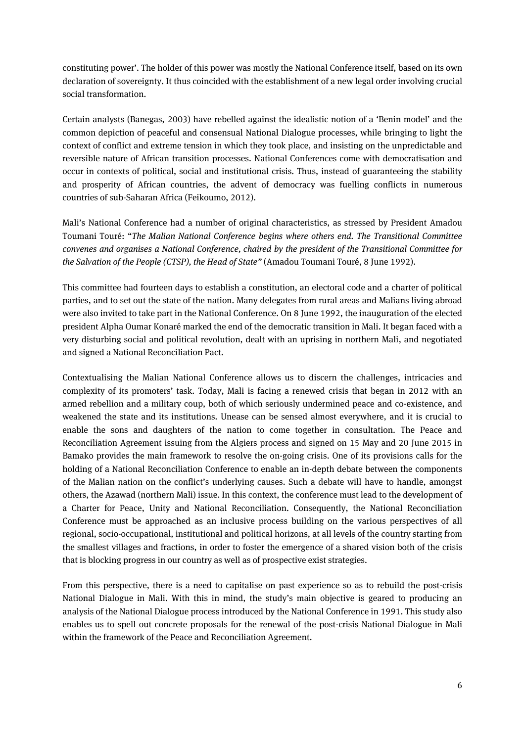constituting power'. The holder of this power was mostly the National Conference itself, based on its own declaration of sovereignty. It thus coincided with the establishment of a new legal order involving crucial social transformation.

Certain analysts (Banegas, 2003) have rebelled against the idealistic notion of a 'Benin model' and the common depiction of peaceful and consensual National Dialogue processes, while bringing to light the context of conflict and extreme tension in which they took place, and insisting on the unpredictable and reversible nature of African transition processes. National Conferences come with democratisation and occur in contexts of political, social and institutional crisis. Thus, instead of guaranteeing the stability and prosperity of African countries, the advent of democracy was fuelling conflicts in numerous countries of sub-Saharan Africa (Feikoumo, 2012).

Mali's National Conference had a number of original characteristics, as stressed by President Amadou Toumani Touré: "*The Malian National Conference begins where others end. The Transitional Committee convenes and organises a National Conference, chaired by the president of the Transitional Committee for the Salvation of the People (CTSP), the Head of State*" (Amadou Toumani Touré, 8 June 1992).

This committee had fourteen days to establish a constitution, an electoral code and a charter of political parties, and to set out the state of the nation. Many delegates from rural areas and Malians living abroad were also invited to take part in the National Conference. On 8 June 1992, the inauguration of the elected president Alpha Oumar Konaré marked the end of the democratic transition in Mali. It began faced with a very disturbing social and political revolution, dealt with an uprising in northern Mali, and negotiated and signed a National Reconciliation Pact.

Contextualising the Malian National Conference allows us to discern the challenges, intricacies and complexity of its promoters' task. Today, Mali is facing a renewed crisis that began in 2012 with an armed rebellion and a military coup, both of which seriously undermined peace and co-existence, and weakened the state and its institutions. Unease can be sensed almost everywhere, and it is crucial to enable the sons and daughters of the nation to come together in consultation. The Peace and Reconciliation Agreement issuing from the Algiers process and signed on 15 May and 20 June 2015 in Bamako provides the main framework to resolve the on-going crisis. One of its provisions calls for the holding of a National Reconciliation Conference to enable an in-depth debate between the components of the Malian nation on the conflict's underlying causes. Such a debate will have to handle, amongst others, the Azawad (northern Mali) issue. In this context, the conference must lead to the development of a Charter for Peace, Unity and National Reconciliation. Consequently, the National Reconciliation Conference must be approached as an inclusive process building on the various perspectives of all regional, socio-occupational, institutional and political horizons, at all levels of the country starting from the smallest villages and fractions, in order to foster the emergence of a shared vision both of the crisis that is blocking progress in our country as well as of prospective exist strategies.

From this perspective, there is a need to capitalise on past experience so as to rebuild the post-crisis National Dialogue in Mali. With this in mind, the study's main objective is geared to producing an analysis of the National Dialogue process introduced by the National Conference in 1991. This study also enables us to spell out concrete proposals for the renewal of the post-crisis National Dialogue in Mali within the framework of the Peace and Reconciliation Agreement.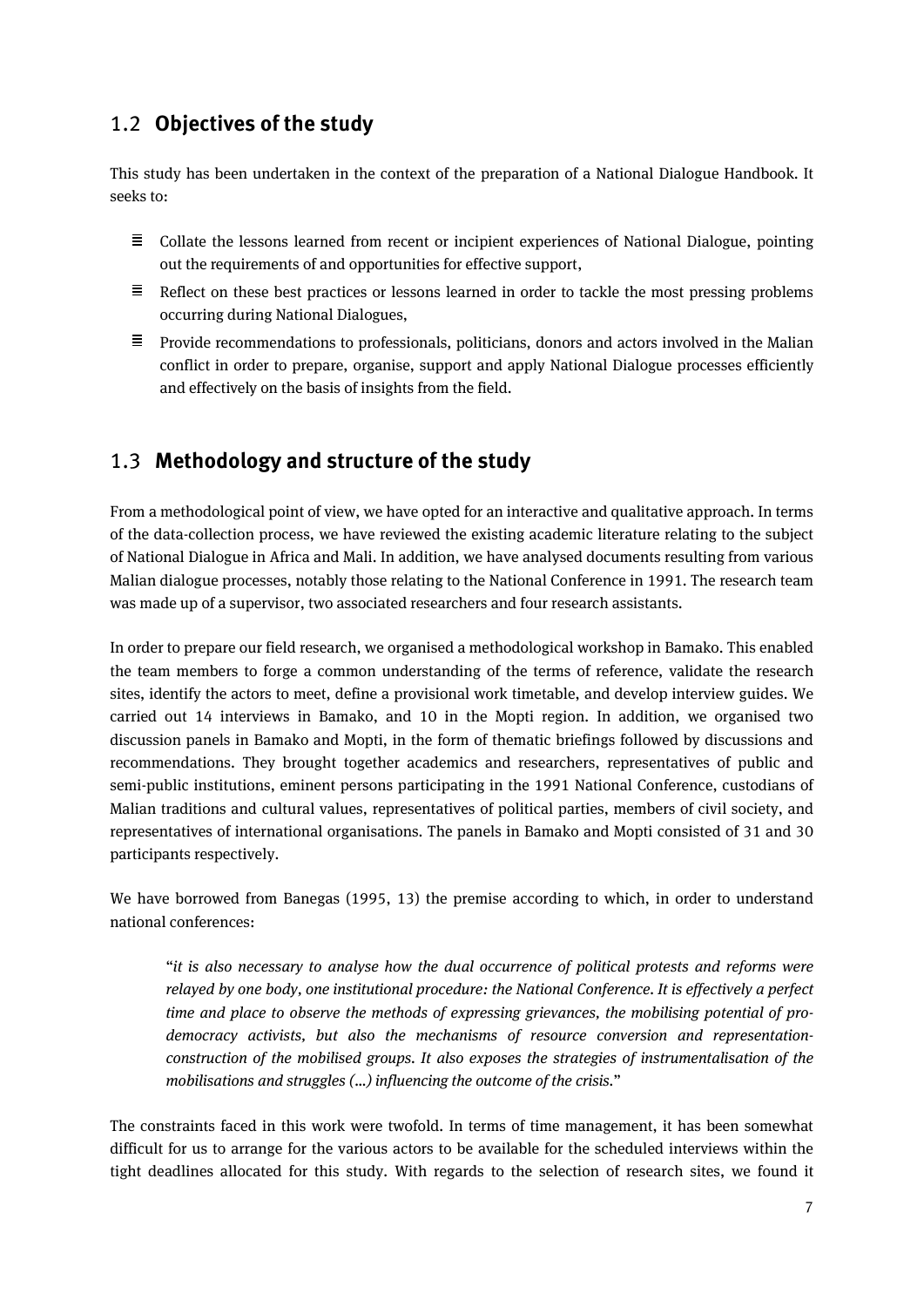## 1.2 **Objectives of the study**

This study has been undertaken in the context of the preparation of a National Dialogue Handbook. It seeks to:

- Collate the lessons learned from recent or incipient experiences of National Dialogue, pointing out the requirements of and opportunities for effective support,
- Reflect on these best practices or lessons learned in order to tackle the most pressing problems occurring during National Dialogues,
- Provide recommendations to professionals, politicians, donors and actors involved in the Malian conflict in order to prepare, organise, support and apply National Dialogue processes efficiently and effectively on the basis of insights from the field.

## 1.3 **Methodology and structure of the study**

From a methodological point of view, we have opted for an interactive and qualitative approach. In terms of the data-collection process, we have reviewed the existing academic literature relating to the subject of National Dialogue in Africa and Mali. In addition, we have analysed documents resulting from various Malian dialogue processes, notably those relating to the National Conference in 1991. The research team was made up of a supervisor, two associated researchers and four research assistants.

In order to prepare our field research, we organised a methodological workshop in Bamako. This enabled the team members to forge a common understanding of the terms of reference, validate the research sites, identify the actors to meet, define a provisional work timetable, and develop interview guides. We carried out 14 interviews in Bamako, and 10 in the Mopti region. In addition, we organised two discussion panels in Bamako and Mopti, in the form of thematic briefings followed by discussions and recommendations. They brought together academics and researchers, representatives of public and semi-public institutions, eminent persons participating in the 1991 National Conference, custodians of Malian traditions and cultural values, representatives of political parties, members of civil society, and representatives of international organisations. The panels in Bamako and Mopti consisted of 31 and 30 participants respectively.

We have borrowed from Banegas (1995, 13) the premise according to which, in order to understand national conferences:

> "*it is also necessary to analyse how the dual occurrence of political protests and reforms were relayed by one body, one institutional procedure: the National Conference. It is effectively a perfect time and place to observe the methods of expressing grievances, the mobilising potential of pro-democracy activists, but also the mechanisms of resource conversion and representation-construction of the mobilised groups. It also exposes the strategies of instrumentalisation of the mobilisations and struggles (…) influencing the outcome of the crisis.*"

The constraints faced in this work were twofold. In terms of time management, it has been somewhat difficult for us to arrange for the various actors to be available for the scheduled interviews within the tight deadlines allocated for this study. With regards to the selection of research sites, we found it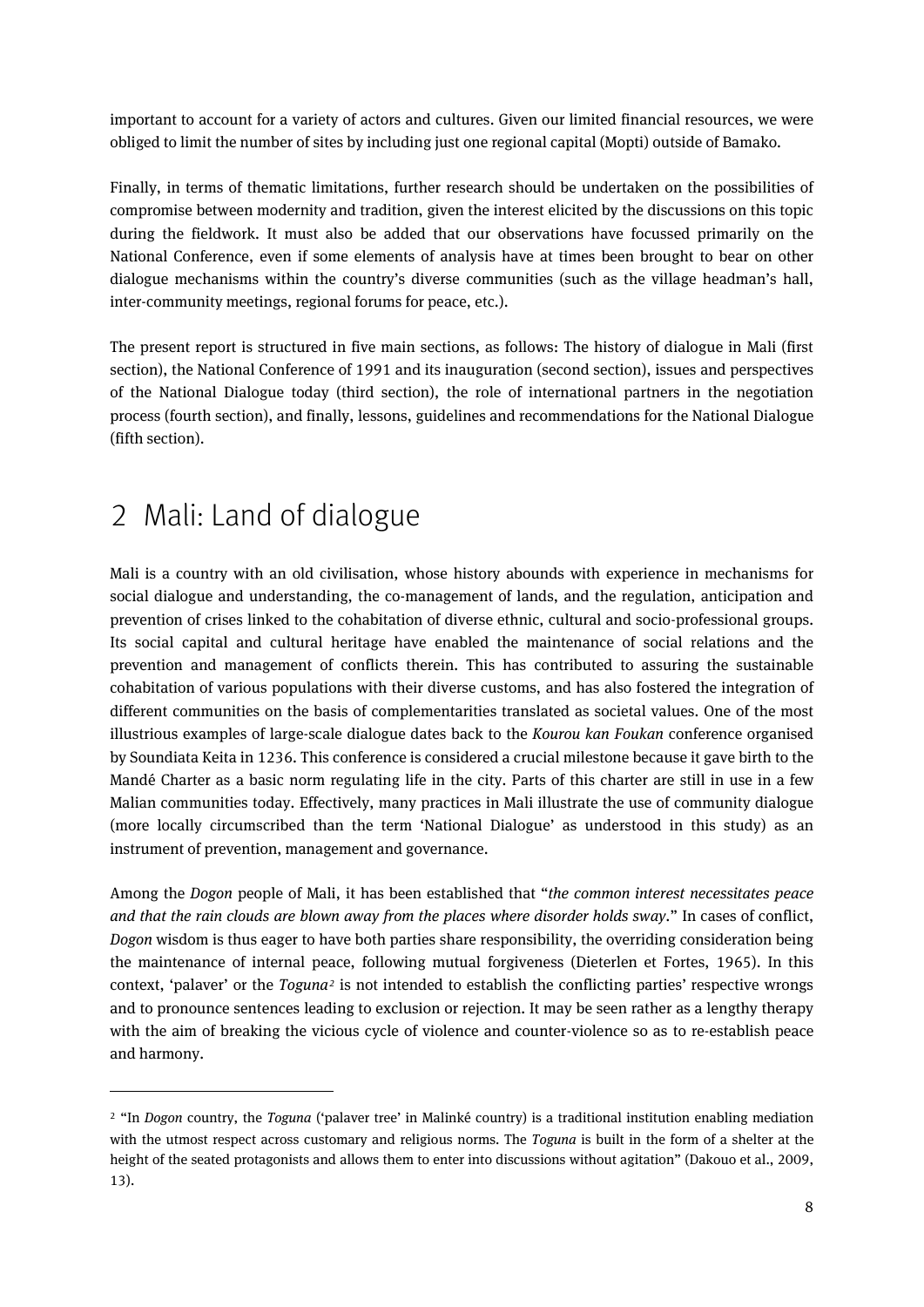important to account for a variety of actors and cultures. Given our limited financial resources, we were obliged to limit the number of sites by including just one regional capital (Mopti) outside of Bamako.

Finally, in terms of thematic limitations, further research should be undertaken on the possibilities of compromise between modernity and tradition, given the interest elicited by the discussions on this topic during the fieldwork. It must also be added that our observations have focussed primarily on the National Conference, even if some elements of analysis have at times been brought to bear on other dialogue mechanisms within the country's diverse communities (such as the village headman's hall, inter-community meetings, regional forums for peace, etc.).

The present report is structured in five main sections, as follows: The history of dialogue in Mali (first section), the National Conference of 1991 and its inauguration (second section), issues and perspectives of the National Dialogue today (third section), the role of international partners in the negotiation process (fourth section), and finally, lessons, guidelines and recommendations for the National Dialogue (fifth section).

# 2 Mali: Land of dialogue

Mali is a country with an old civilisation, whose history abounds with experience in mechanisms for social dialogue and understanding, the co-management of lands, and the regulation, anticipation and prevention of crises linked to the cohabitation of diverse ethnic, cultural and socio-professional groups. Its social capital and cultural heritage have enabled the maintenance of social relations and the prevention and management of conflicts therein. This has contributed to assuring the sustainable cohabitation of various populations with their diverse customs, and has also fostered the integration of different communities on the basis of complementarities translated as societal values. One of the most illustrious examples of large-scale dialogue dates back to the *Kourou kan Foukan* conference organised by Soundiata Keita in 1236. This conference is considered a crucial milestone because it gave birth to the Mandé Charter as a basic norm regulating life in the city. Parts of this charter are still in use in a few Malian communities today. Effectively, many practices in Mali illustrate the use of community dialogue (more locally circumscribed than the term 'National Dialogue' as understood in this study) as an instrument of prevention, management and governance.

Among the *Dogon* people of Mali, it has been established that "*the common interest necessitates peace and that the rain clouds are blown away from the places where disorder holds sway.*" In cases of conflict, *Dogon* wisdom is thus eager to have both parties share responsibility, the overriding consideration being the maintenance of internal peace, following mutual forgiveness (Dieterlen et Fortes, 1965). In this context, 'palaver' or the *Toguna*[2] is not intended to establish the conflicting parties' respective wrongs and to pronounce sentences leading to exclusion or rejection. It may be seen rather as a lengthy therapy with the aim of breaking the vicious cycle of violence and counter-violence so as to re-establish peace and harmony.

---

[2] "In *Dogon* country, the *Toguna* ('palaver tree' in Malinké country) is a traditional institution enabling mediation with the utmost respect across customary and religious norms. The *Toguna* is built in the form of a shelter at the height of the seated protagonists and allows them to enter into discussions without agitation" (Dakouo et al., 2009, 13).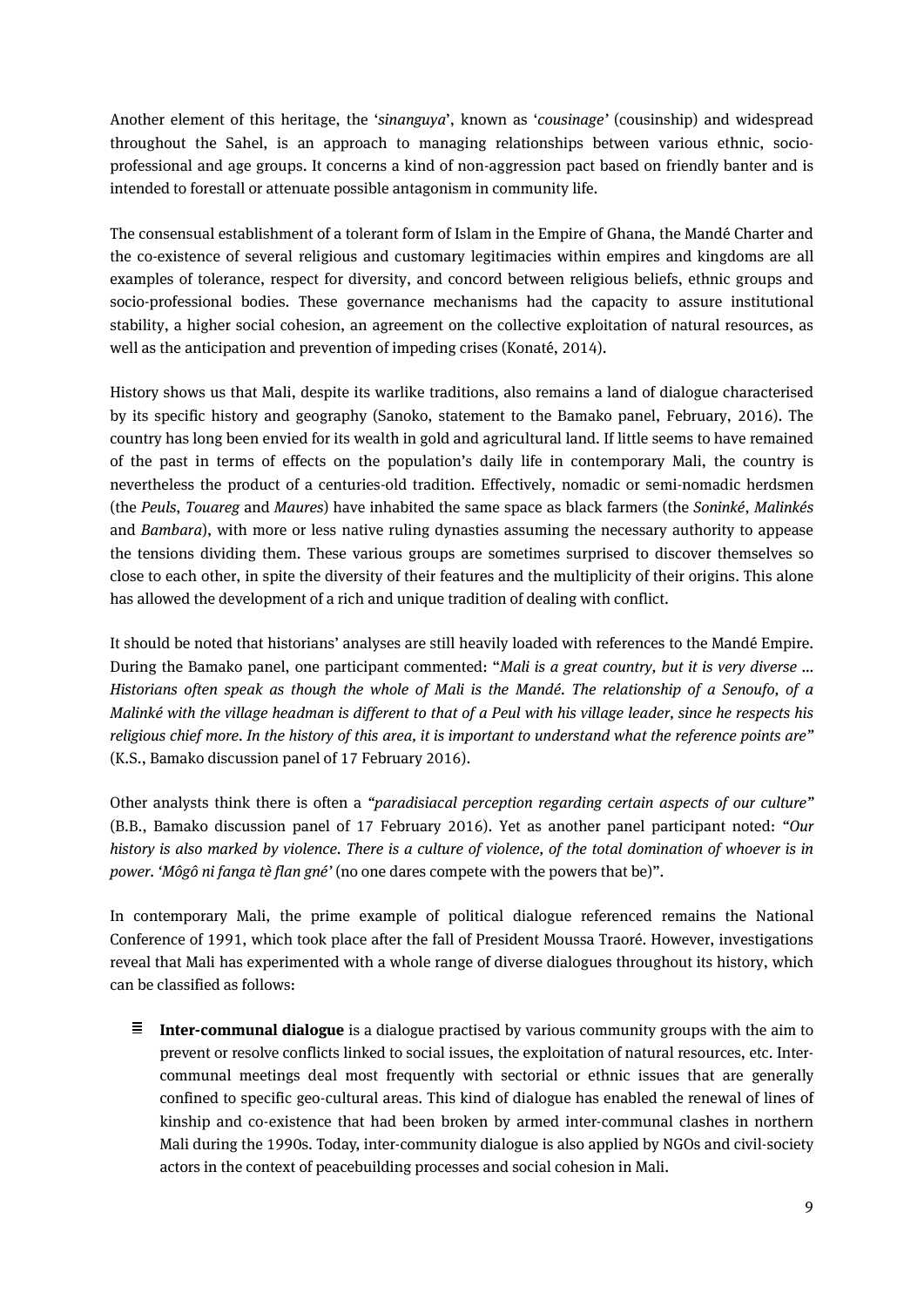Another element of this heritage, the '*sinanguya*', known as '*cousinage'* (cousinship) and widespread throughout the Sahel, is an approach to managing relationships between various ethnic, socio-professional and age groups. It concerns a kind of non-aggression pact based on friendly banter and is intended to forestall or attenuate possible antagonism in community life.

The consensual establishment of a tolerant form of Islam in the Empire of Ghana, the Mandé Charter and the co-existence of several religious and customary legitimacies within empires and kingdoms are all examples of tolerance, respect for diversity, and concord between religious beliefs, ethnic groups and socio-professional bodies. These governance mechanisms had the capacity to assure institutional stability, a higher social cohesion, an agreement on the collective exploitation of natural resources, as well as the anticipation and prevention of impeding crises (Konaté, 2014).

History shows us that Mali, despite its warlike traditions, also remains a land of dialogue characterised by its specific history and geography (Sanoko, statement to the Bamako panel, February, 2016). The country has long been envied for its wealth in gold and agricultural land. If little seems to have remained of the past in terms of effects on the population's daily life in contemporary Mali, the country is nevertheless the product of a centuries-old tradition. Effectively, nomadic or semi-nomadic herdsmen (the *Peuls*, *Touareg* and *Maures*) have inhabited the same space as black farmers (the *Soninké*, *Malinkés* and *Bambara*), with more or less native ruling dynasties assuming the necessary authority to appease the tensions dividing them. These various groups are sometimes surprised to discover themselves so close to each other, in spite the diversity of their features and the multiplicity of their origins. This alone has allowed the development of a rich and unique tradition of dealing with conflict.

It should be noted that historians' analyses are still heavily loaded with references to the Mandé Empire. During the Bamako panel, one participant commented: "*Mali is a great country, but it is very diverse … Historians often speak as though the whole of Mali is the Mandé. The relationship of a Senoufo, of a Malinké with the village headman is different to that of a Peul with his village leader, since he respects his religious chief more. In the history of this area, it is important to understand what the reference points are*" (K.S., Bamako discussion panel of 17 February 2016).

Other analysts think there is often a *"paradisiacal perception regarding certain aspects of our culture"* (B.B., Bamako discussion panel of 17 February 2016). Yet as another panel participant noted: "*Our history is also marked by violence. There is a culture of violence, of the total domination of whoever is in power. 'Môgô ni fanga tè flan gné'* (no one dares compete with the powers that be)".

In contemporary Mali, the prime example of political dialogue referenced remains the National Conference of 1991, which took place after the fall of President Moussa Traoré. However, investigations reveal that Mali has experimented with a whole range of diverse dialogues throughout its history, which can be classified as follows:

- **Inter-communal dialogue** is a dialogue practised by various community groups with the aim to prevent or resolve conflicts linked to social issues, the exploitation of natural resources, etc. Inter-communal meetings deal most frequently with sectorial or ethnic issues that are generally confined to specific geo-cultural areas. This kind of dialogue has enabled the renewal of lines of kinship and co-existence that had been broken by armed inter-communal clashes in northern Mali during the 1990s. Today, inter-community dialogue is also applied by NGOs and civil-society actors in the context of peacebuilding processes and social cohesion in Mali.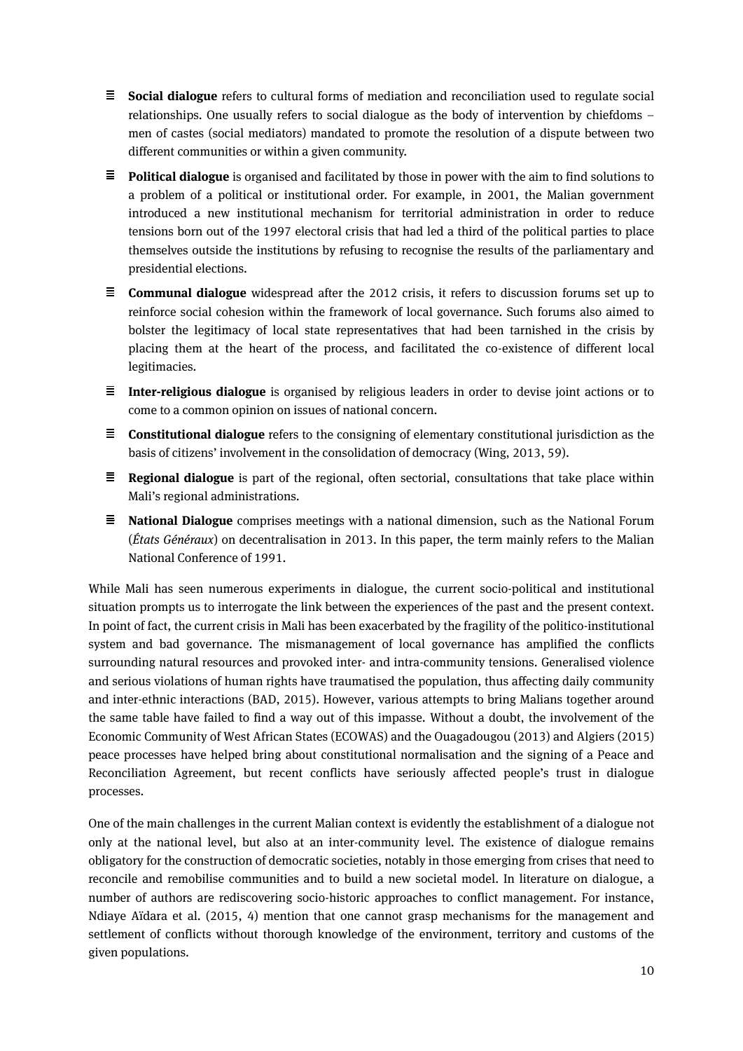- **Social dialogue** refers to cultural forms of mediation and reconciliation used to regulate social relationships. One usually refers to social dialogue as the body of intervention by chiefdoms – men of castes (social mediators) mandated to promote the resolution of a dispute between two different communities or within a given community.
- **Political dialogue** is organised and facilitated by those in power with the aim to find solutions to a problem of a political or institutional order. For example, in 2001, the Malian government introduced a new institutional mechanism for territorial administration in order to reduce tensions born out of the 1997 electoral crisis that had led a third of the political parties to place themselves outside the institutions by refusing to recognise the results of the parliamentary and presidential elections.
- **Communal dialogue** widespread after the 2012 crisis, it refers to discussion forums set up to reinforce social cohesion within the framework of local governance. Such forums also aimed to bolster the legitimacy of local state representatives that had been tarnished in the crisis by placing them at the heart of the process, and facilitated the co-existence of different local legitimacies.
- **Inter-religious dialogue** is organised by religious leaders in order to devise joint actions or to come to a common opinion on issues of national concern.
- **Constitutional dialogue** refers to the consigning of elementary constitutional jurisdiction as the basis of citizens' involvement in the consolidation of democracy (Wing, 2013, 59).
- **Regional dialogue** is part of the regional, often sectorial, consultations that take place within Mali's regional administrations.
- **National Dialogue** comprises meetings with a national dimension, such as the National Forum (*États Généraux*) on decentralisation in 2013. In this paper, the term mainly refers to the Malian National Conference of 1991.

While Mali has seen numerous experiments in dialogue, the current socio-political and institutional situation prompts us to interrogate the link between the experiences of the past and the present context. In point of fact, the current crisis in Mali has been exacerbated by the fragility of the politico-institutional system and bad governance. The mismanagement of local governance has amplified the conflicts surrounding natural resources and provoked inter- and intra-community tensions. Generalised violence and serious violations of human rights have traumatised the population, thus affecting daily community and inter-ethnic interactions (BAD, 2015). However, various attempts to bring Malians together around the same table have failed to find a way out of this impasse. Without a doubt, the involvement of the Economic Community of West African States (ECOWAS) and the Ouagadougou (2013) and Algiers (2015) peace processes have helped bring about constitutional normalisation and the signing of a Peace and Reconciliation Agreement, but recent conflicts have seriously affected people's trust in dialogue processes.

One of the main challenges in the current Malian context is evidently the establishment of a dialogue not only at the national level, but also at an inter-community level. The existence of dialogue remains obligatory for the construction of democratic societies, notably in those emerging from crises that need to reconcile and remobilise communities and to build a new societal model. In literature on dialogue, a number of authors are rediscovering socio-historic approaches to conflict management. For instance, Ndiaye Aïdara et al. (2015, 4) mention that one cannot grasp mechanisms for the management and settlement of conflicts without thorough knowledge of the environment, territory and customs of the given populations.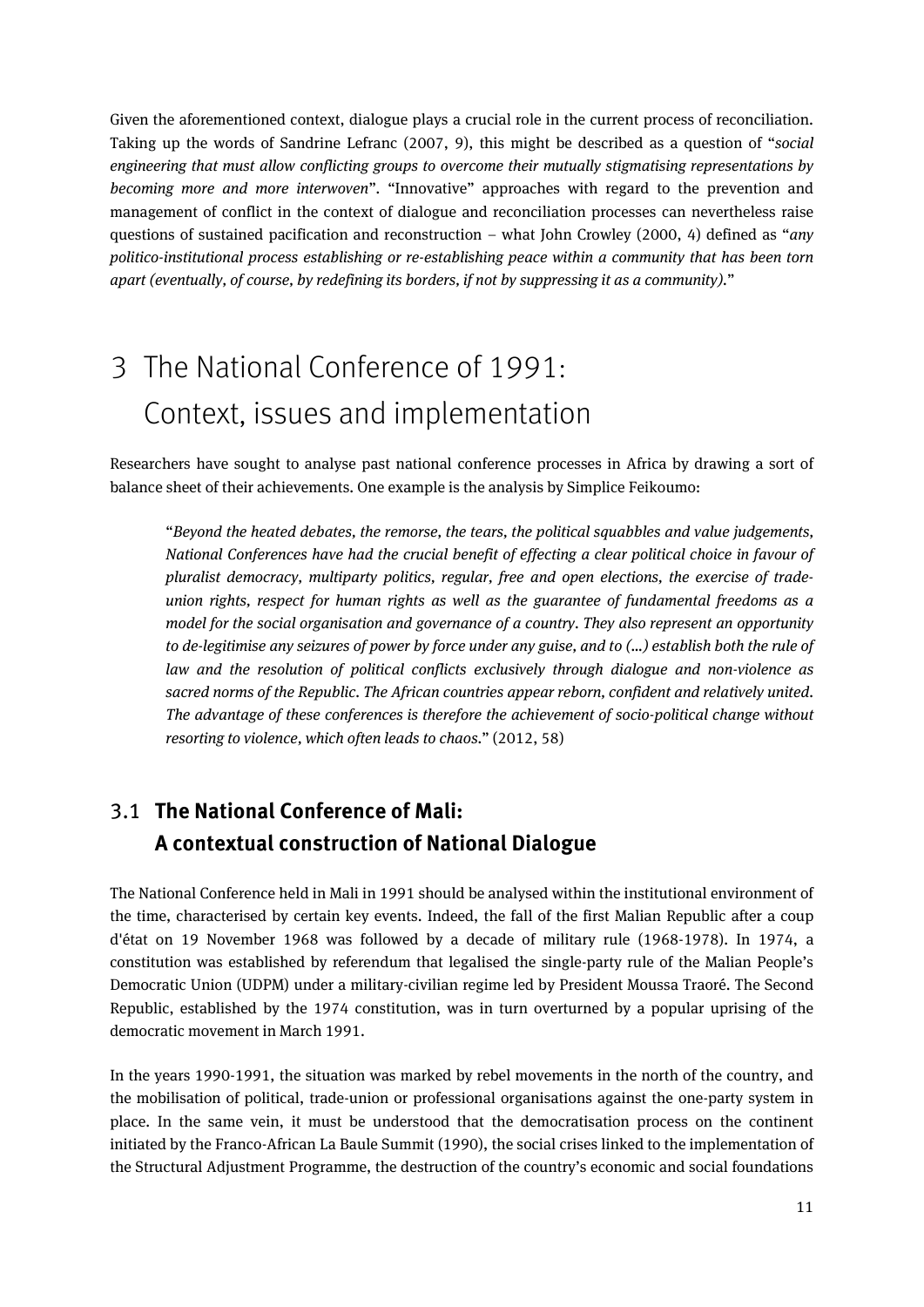Given the aforementioned context, dialogue plays a crucial role in the current process of reconciliation. Taking up the words of Sandrine Lefranc (2007, 9), this might be described as a question of "*social engineering that must allow conflicting groups to overcome their mutually stigmatising representations by becoming more and more interwoven*". "Innovative" approaches with regard to the prevention and management of conflict in the context of dialogue and reconciliation processes can nevertheless raise questions of sustained pacification and reconstruction – what John Crowley (2000, 4) defined as "*any politico-institutional process establishing or re-establishing peace within a community that has been torn apart (eventually, of course, by redefining its borders, if not by suppressing it as a community).*"

# 3 The National Conference of 1991: Context, issues and implementation

Researchers have sought to analyse past national conference processes in Africa by drawing a sort of balance sheet of their achievements. One example is the analysis by Simplice Feikoumo:

> "*Beyond the heated debates, the remorse, the tears, the political squabbles and value judgements, National Conferences have had the crucial benefit of effecting a clear political choice in favour of pluralist democracy, multiparty politics, regular, free and open elections, the exercise of trade-union rights, respect for human rights as well as the guarantee of fundamental freedoms as a model for the social organisation and governance of a country. They also represent an opportunity to de-legitimise any seizures of power by force under any guise, and to (...) establish both the rule of law and the resolution of political conflicts exclusively through dialogue and non-violence as sacred norms of the Republic. The African countries appear reborn, confident and relatively united. The advantage of these conferences is therefore the achievement of socio-political change without resorting to violence, which often leads to chaos.*" (2012, 58)

## 3.1 The National Conference of Mali: A contextual construction of National Dialogue

The National Conference held in Mali in 1991 should be analysed within the institutional environment of the time, characterised by certain key events. Indeed, the fall of the first Malian Republic after a coup d'état on 19 November 1968 was followed by a decade of military rule (1968-1978). In 1974, a constitution was established by referendum that legalised the single-party rule of the Malian People's Democratic Union (UDPM) under a military-civilian regime led by President Moussa Traoré. The Second Republic, established by the 1974 constitution, was in turn overturned by a popular uprising of the democratic movement in March 1991.

In the years 1990-1991, the situation was marked by rebel movements in the north of the country, and the mobilisation of political, trade-union or professional organisations against the one-party system in place. In the same vein, it must be understood that the democratisation process on the continent initiated by the Franco-African La Baule Summit (1990), the social crises linked to the implementation of the Structural Adjustment Programme, the destruction of the country's economic and social foundations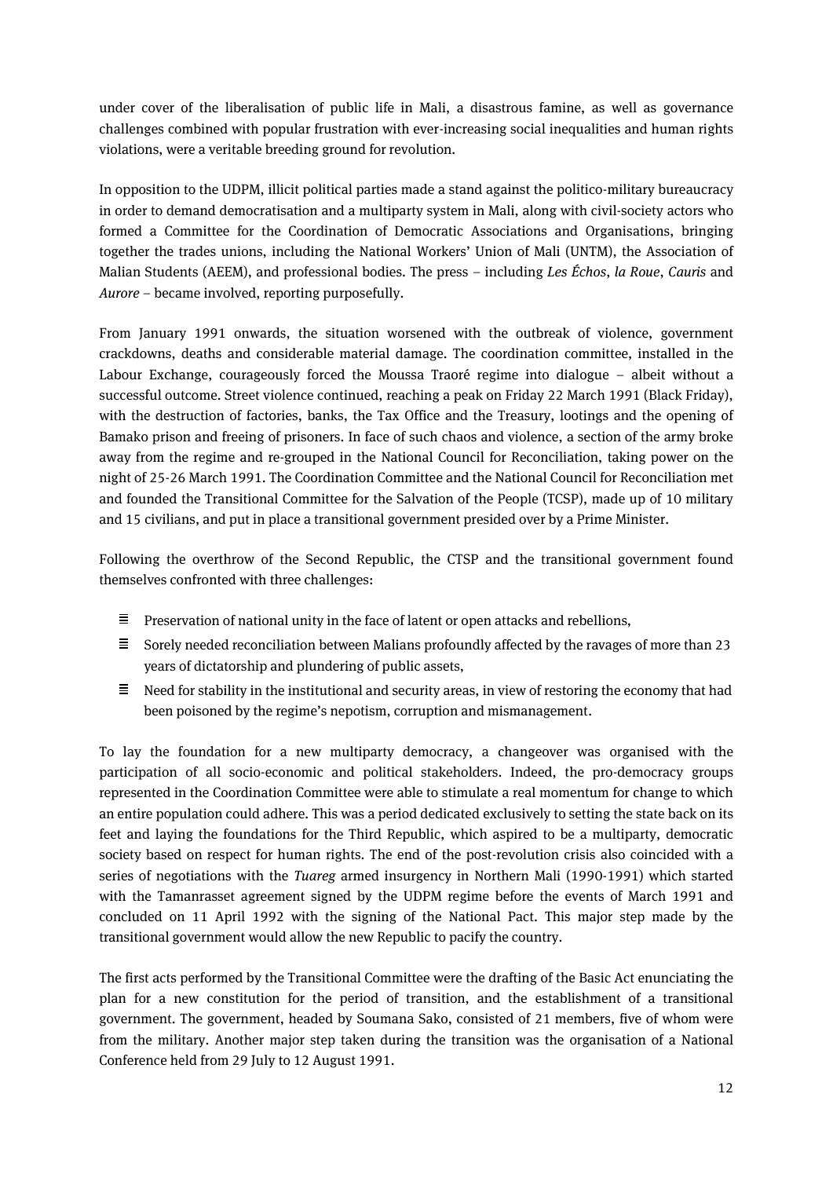under cover of the liberalisation of public life in Mali, a disastrous famine, as well as governance challenges combined with popular frustration with ever-increasing social inequalities and human rights violations, were a veritable breeding ground for revolution.

In opposition to the UDPM, illicit political parties made a stand against the politico-military bureaucracy in order to demand democratisation and a multiparty system in Mali, along with civil-society actors who formed a Committee for the Coordination of Democratic Associations and Organisations, bringing together the trades unions, including the National Workers' Union of Mali (UNTM), the Association of Malian Students (AEEM), and professional bodies. The press – including *Les Échos*, *la Roue*, *Cauris* and *Aurore* – became involved, reporting purposefully.

From January 1991 onwards, the situation worsened with the outbreak of violence, government crackdowns, deaths and considerable material damage. The coordination committee, installed in the Labour Exchange, courageously forced the Moussa Traoré regime into dialogue – albeit without a successful outcome. Street violence continued, reaching a peak on Friday 22 March 1991 (Black Friday), with the destruction of factories, banks, the Tax Office and the Treasury, lootings and the opening of Bamako prison and freeing of prisoners. In face of such chaos and violence, a section of the army broke away from the regime and re-grouped in the National Council for Reconciliation, taking power on the night of 25-26 March 1991. The Coordination Committee and the National Council for Reconciliation met and founded the Transitional Committee for the Salvation of the People (TCSP), made up of 10 military and 15 civilians, and put in place a transitional government presided over by a Prime Minister.

Following the overthrow of the Second Republic, the CTSP and the transitional government found themselves confronted with three challenges:

- Preservation of national unity in the face of latent or open attacks and rebellions,
- Sorely needed reconciliation between Malians profoundly affected by the ravages of more than 23 years of dictatorship and plundering of public assets,
- Need for stability in the institutional and security areas, in view of restoring the economy that had been poisoned by the regime's nepotism, corruption and mismanagement.

To lay the foundation for a new multiparty democracy, a changeover was organised with the participation of all socio-economic and political stakeholders. Indeed, the pro-democracy groups represented in the Coordination Committee were able to stimulate a real momentum for change to which an entire population could adhere. This was a period dedicated exclusively to setting the state back on its feet and laying the foundations for the Third Republic, which aspired to be a multiparty, democratic society based on respect for human rights. The end of the post-revolution crisis also coincided with a series of negotiations with the *Tuareg* armed insurgency in Northern Mali (1990-1991) which started with the Tamanrasset agreement signed by the UDPM regime before the events of March 1991 and concluded on 11 April 1992 with the signing of the National Pact. This major step made by the transitional government would allow the new Republic to pacify the country.

The first acts performed by the Transitional Committee were the drafting of the Basic Act enunciating the plan for a new constitution for the period of transition, and the establishment of a transitional government. The government, headed by Soumana Sako, consisted of 21 members, five of whom were from the military. Another major step taken during the transition was the organisation of a National Conference held from 29 July to 12 August 1991.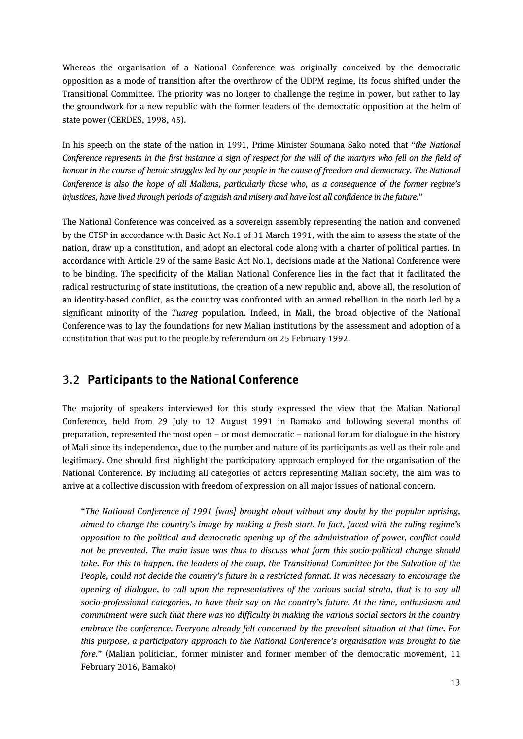Whereas the organisation of a National Conference was originally conceived by the democratic opposition as a mode of transition after the overthrow of the UDPM regime, its focus shifted under the Transitional Committee. The priority was no longer to challenge the regime in power, but rather to lay the groundwork for a new republic with the former leaders of the democratic opposition at the helm of state power (CERDES, 1998, 45).

In his speech on the state of the nation in 1991, Prime Minister Soumana Sako noted that "*the National Conference represents in the first instance a sign of respect for the will of the martyrs who fell on the field of honour in the course of heroic struggles led by our people in the cause of freedom and democracy. The National Conference is also the hope of all Malians, particularly those who, as a consequence of the former regime's injustices, have lived through periods of anguish and misery and have lost all confidence in the future.*"

The National Conference was conceived as a sovereign assembly representing the nation and convened by the CTSP in accordance with Basic Act No.1 of 31 March 1991, with the aim to assess the state of the nation, draw up a constitution, and adopt an electoral code along with a charter of political parties. In accordance with Article 29 of the same Basic Act No.1, decisions made at the National Conference were to be binding. The specificity of the Malian National Conference lies in the fact that it facilitated the radical restructuring of state institutions, the creation of a new republic and, above all, the resolution of an identity-based conflict, as the country was confronted with an armed rebellion in the north led by a significant minority of the *Tuareg* population. Indeed, in Mali, the broad objective of the National Conference was to lay the foundations for new Malian institutions by the assessment and adoption of a constitution that was put to the people by referendum on 25 February 1992.

## 3.2 **Participants to the National Conference**

The majority of speakers interviewed for this study expressed the view that the Malian National Conference, held from 29 July to 12 August 1991 in Bamako and following several months of preparation, represented the most open – or most democratic – national forum for dialogue in the history of Mali since its independence, due to the number and nature of its participants as well as their role and legitimacy. One should first highlight the participatory approach employed for the organisation of the National Conference. By including all categories of actors representing Malian society, the aim was to arrive at a collective discussion with freedom of expression on all major issues of national concern.

> "*The National Conference of 1991 [was] brought about without any doubt by the popular uprising, aimed to change the country's image by making a fresh start. In fact, faced with the ruling regime's opposition to the political and democratic opening up of the administration of power, conflict could not be prevented. The main issue was thus to discuss what form this socio-political change should take. For this to happen, the leaders of the coup, the Transitional Committee for the Salvation of the People, could not decide the country's future in a restricted format. It was necessary to encourage the opening of dialogue, to call upon the representatives of the various social strata, that is to say all socio-professional categories, to have their say on the country's future. At the time, enthusiasm and commitment were such that there was no difficulty in making the various social sectors in the country embrace the conference. Everyone already felt concerned by the prevalent situation at that time. For this purpose, a participatory approach to the National Conference's organisation was brought to the fore.*" (Malian politician, former minister and former member of the democratic movement, 11 February 2016, Bamako)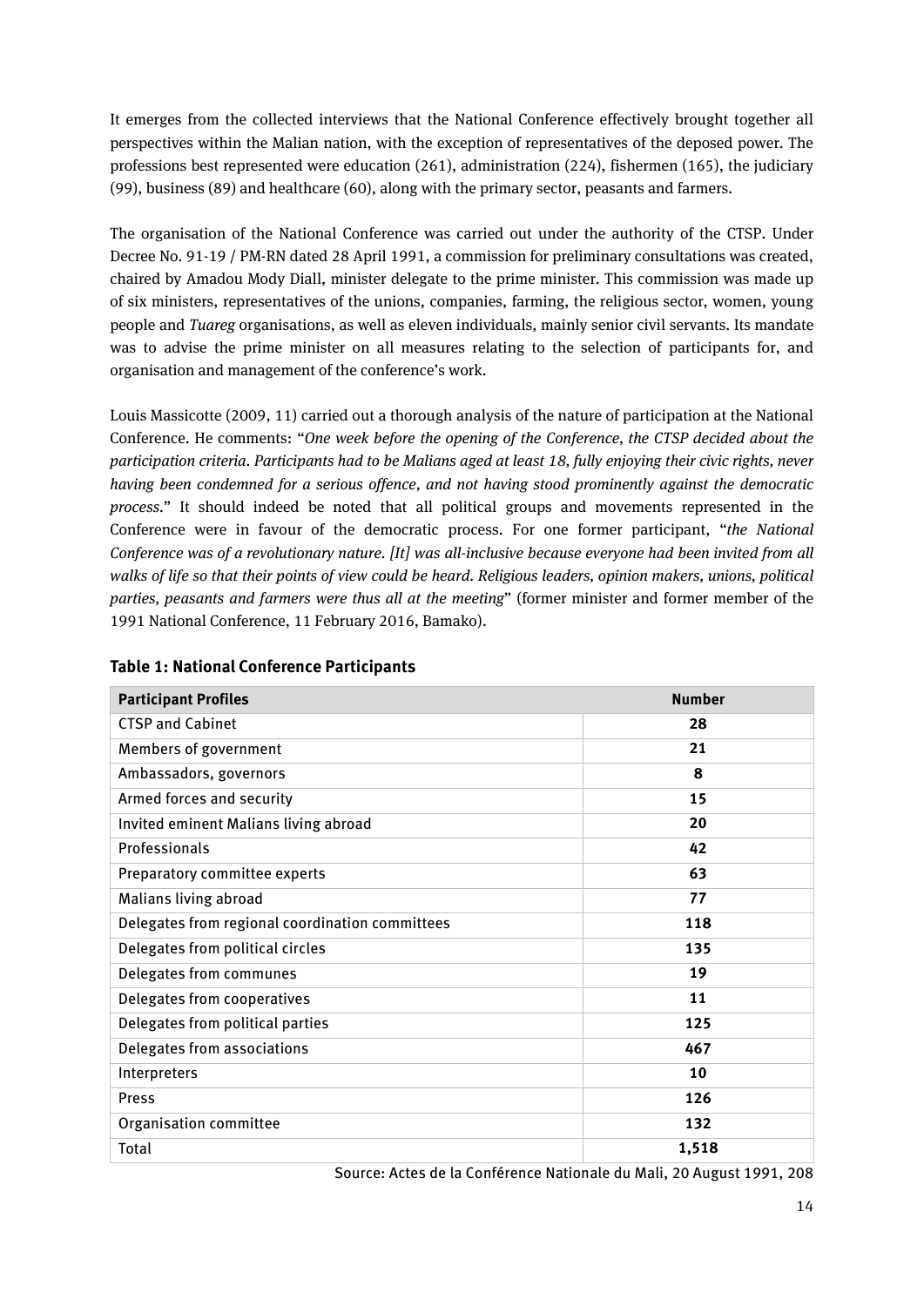It emerges from the collected interviews that the National Conference effectively brought together all perspectives within the Malian nation, with the exception of representatives of the deposed power. The professions best represented were education (261), administration (224), fishermen (165), the judiciary (99), business (89) and healthcare (60), along with the primary sector, peasants and farmers.

The organisation of the National Conference was carried out under the authority of the CTSP. Under Decree No. 91-19 / PM-RN dated 28 April 1991, a commission for preliminary consultations was created, chaired by Amadou Mody Diall, minister delegate to the prime minister. This commission was made up of six ministers, representatives of the unions, companies, farming, the religious sector, women, young people and *Tuareg* organisations, as well as eleven individuals, mainly senior civil servants. Its mandate was to advise the prime minister on all measures relating to the selection of participants for, and organisation and management of the conference's work.

Louis Massicotte (2009, 11) carried out a thorough analysis of the nature of participation at the National Conference. He comments: "*One week before the opening of the Conference, the CTSP decided about the participation criteria. Participants had to be Malians aged at least 18, fully enjoying their civic rights, never having been condemned for a serious offence, and not having stood prominently against the democratic process.*" It should indeed be noted that all political groups and movements represented in the Conference were in favour of the democratic process. For one former participant, "*the National Conference was of a revolutionary nature. [It] was all-inclusive because everyone had been invited from all walks of life so that their points of view could be heard. Religious leaders, opinion makers, unions, political parties, peasants and farmers were thus all at the meeting*" (former minister and former member of the 1991 National Conference, 11 February 2016, Bamako).

**Table 1: National Conference Participants**

| Participant Profiles | Number |
|---|---|
| CTSP and Cabinet | **28** |
| Members of government | **21** |
| Ambassadors, governors | **8** |
| Armed forces and security | **15** |
| Invited eminent Malians living abroad | **20** |
| Professionals | **42** |
| Preparatory committee experts | **63** |
| Malians living abroad | **77** |
| Delegates from regional coordination committees | **118** |
| Delegates from political circles | **135** |
| Delegates from communes | **19** |
| Delegates from cooperatives | **11** |
| Delegates from political parties | **125** |
| Delegates from associations | **467** |
| Interpreters | **10** |
| Press | **126** |
| Organisation committee | **132** |
| Total | **1,518** |

Source: Actes de la Conférence Nationale du Mali, 20 August 1991, 208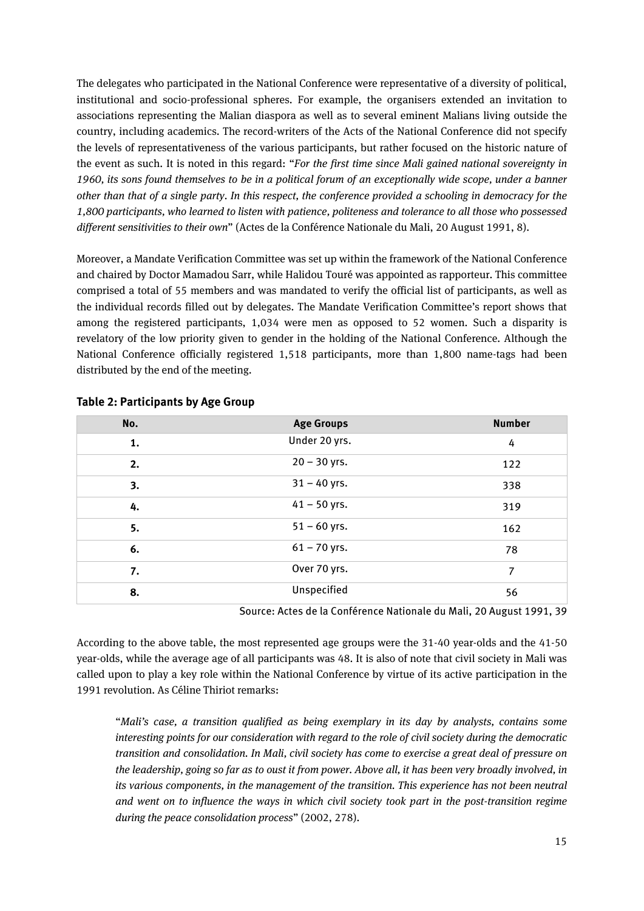The delegates who participated in the National Conference were representative of a diversity of political, institutional and socio-professional spheres. For example, the organisers extended an invitation to associations representing the Malian diaspora as well as to several eminent Malians living outside the country, including academics. The record-writers of the Acts of the National Conference did not specify the levels of representativeness of the various participants, but rather focused on the historic nature of the event as such. It is noted in this regard: "*For the first time since Mali gained national sovereignty in 1960, its sons found themselves to be in a political forum of an exceptionally wide scope, under a banner other than that of a single party. In this respect, the conference provided a schooling in democracy for the 1,800 participants, who learned to listen with patience, politeness and tolerance to all those who possessed different sensitivities to their own*" (Actes de la Conférence Nationale du Mali, 20 August 1991, 8).

Moreover, a Mandate Verification Committee was set up within the framework of the National Conference and chaired by Doctor Mamadou Sarr, while Halidou Touré was appointed as rapporteur. This committee comprised a total of 55 members and was mandated to verify the official list of participants, as well as the individual records filled out by delegates. The Mandate Verification Committee's report shows that among the registered participants, 1,034 were men as opposed to 52 women. Such a disparity is revelatory of the low priority given to gender in the holding of the National Conference. Although the National Conference officially registered 1,518 participants, more than 1,800 name-tags had been distributed by the end of the meeting.

**Table 2: Participants by Age Group**

| No. | Age Groups | Number |
|---|---|---|
| 1. | Under 20 yrs. | 4 |
| 2. | 20 – 30 yrs. | 122 |
| 3. | 31 – 40 yrs. | 338 |
| 4. | 41 – 50 yrs. | 319 |
| 5. | 51 – 60 yrs. | 162 |
| 6. | 61 – 70 yrs. | 78 |
| 7. | Over 70 yrs. | 7 |
| 8. | Unspecified | 56 |

Source: Actes de la Conférence Nationale du Mali, 20 August 1991, 39

According to the above table, the most represented age groups were the 31-40 year-olds and the 41-50 year-olds, while the average age of all participants was 48. It is also of note that civil society in Mali was called upon to play a key role within the National Conference by virtue of its active participation in the 1991 revolution. As Céline Thiriot remarks:

> "*Mali's case, a transition qualified as being exemplary in its day by analysts, contains some interesting points for our consideration with regard to the role of civil society during the democratic transition and consolidation. In Mali, civil society has come to exercise a great deal of pressure on the leadership, going so far as to oust it from power. Above all, it has been very broadly involved, in its various components, in the management of the transition. This experience has not been neutral and went on to influence the ways in which civil society took part in the post-transition regime during the peace consolidation process*" (2002, 278).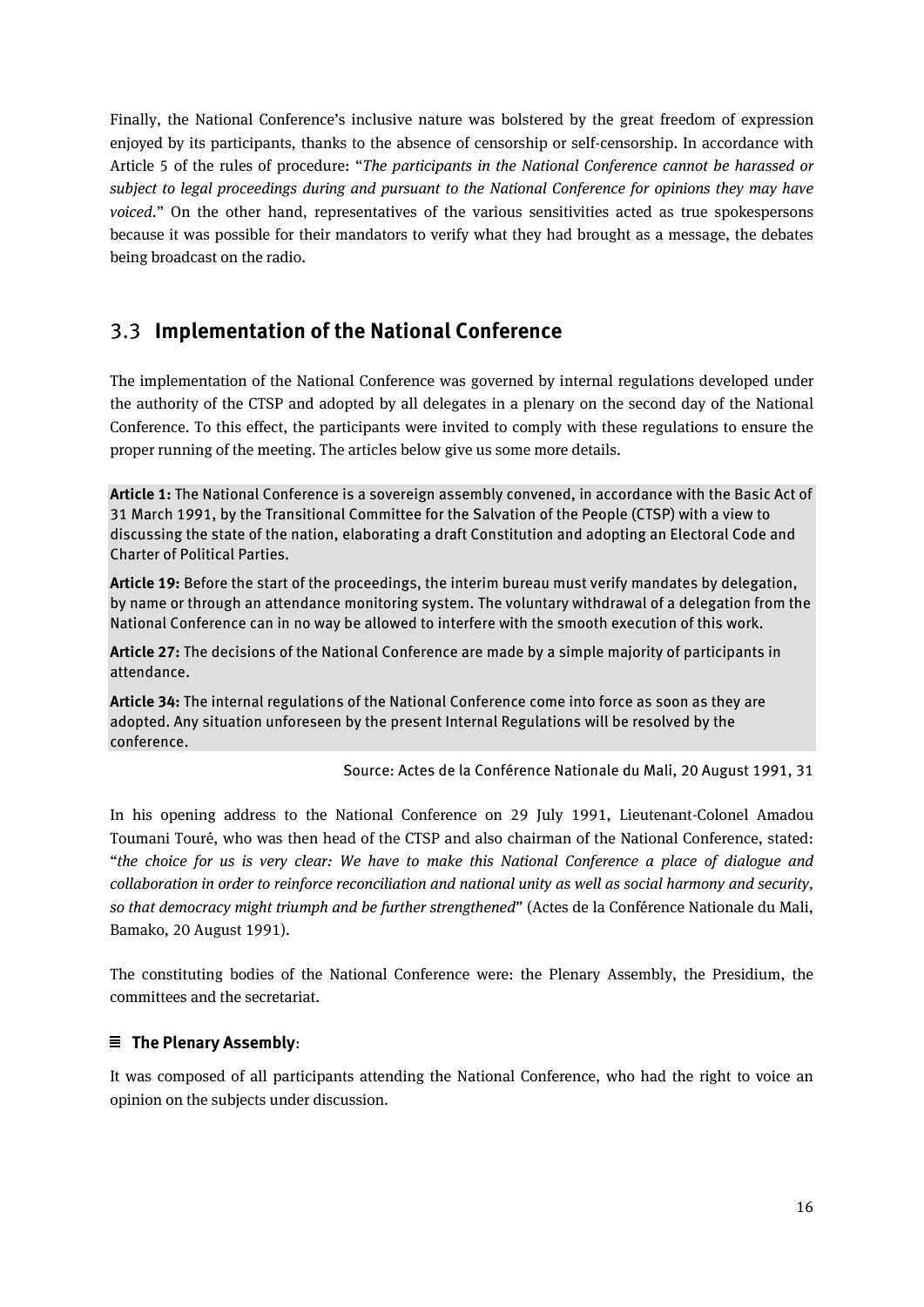Finally, the National Conference's inclusive nature was bolstered by the great freedom of expression enjoyed by its participants, thanks to the absence of censorship or self-censorship. In accordance with Article 5 of the rules of procedure: "*The participants in the National Conference cannot be harassed or subject to legal proceedings during and pursuant to the National Conference for opinions they may have voiced*." On the other hand, representatives of the various sensitivities acted as true spokespersons because it was possible for their mandators to verify what they had brought as a message, the debates being broadcast on the radio.

## 3.3 Implementation of the National Conference

The implementation of the National Conference was governed by internal regulations developed under the authority of the CTSP and adopted by all delegates in a plenary on the second day of the National Conference. To this effect, the participants were invited to comply with these regulations to ensure the proper running of the meeting. The articles below give us some more details.

> **Article 1:** The National Conference is a sovereign assembly convened, in accordance with the Basic Act of 31 March 1991, by the Transitional Committee for the Salvation of the People (CTSP) with a view to discussing the state of the nation, elaborating a draft Constitution and adopting an Electoral Code and Charter of Political Parties.
>
> **Article 19:** Before the start of the proceedings, the interim bureau must verify mandates by delegation, by name or through an attendance monitoring system. The voluntary withdrawal of a delegation from the National Conference can in no way be allowed to interfere with the smooth execution of this work.
>
> **Article 27:** The decisions of the National Conference are made by a simple majority of participants in attendance.
>
> **Article 34:** The internal regulations of the National Conference come into force as soon as they are adopted. Any situation unforeseen by the present Internal Regulations will be resolved by the conference.

Source: Actes de la Conférence Nationale du Mali, 20 August 1991, 31

In his opening address to the National Conference on 29 July 1991, Lieutenant-Colonel Amadou Toumani Touré, who was then head of the CTSP and also chairman of the National Conference, stated: "*the choice for us is very clear: We have to make this National Conference a place of dialogue and collaboration in order to reinforce reconciliation and national unity as well as social harmony and security, so that democracy might triumph and be further strengthened*" (Actes de la Conférence Nationale du Mali, Bamako, 20 August 1991).

The constituting bodies of the National Conference were: the Plenary Assembly, the Presidium, the committees and the secretariat.

### The Plenary Assembly:

It was composed of all participants attending the National Conference, who had the right to voice an opinion on the subjects under discussion.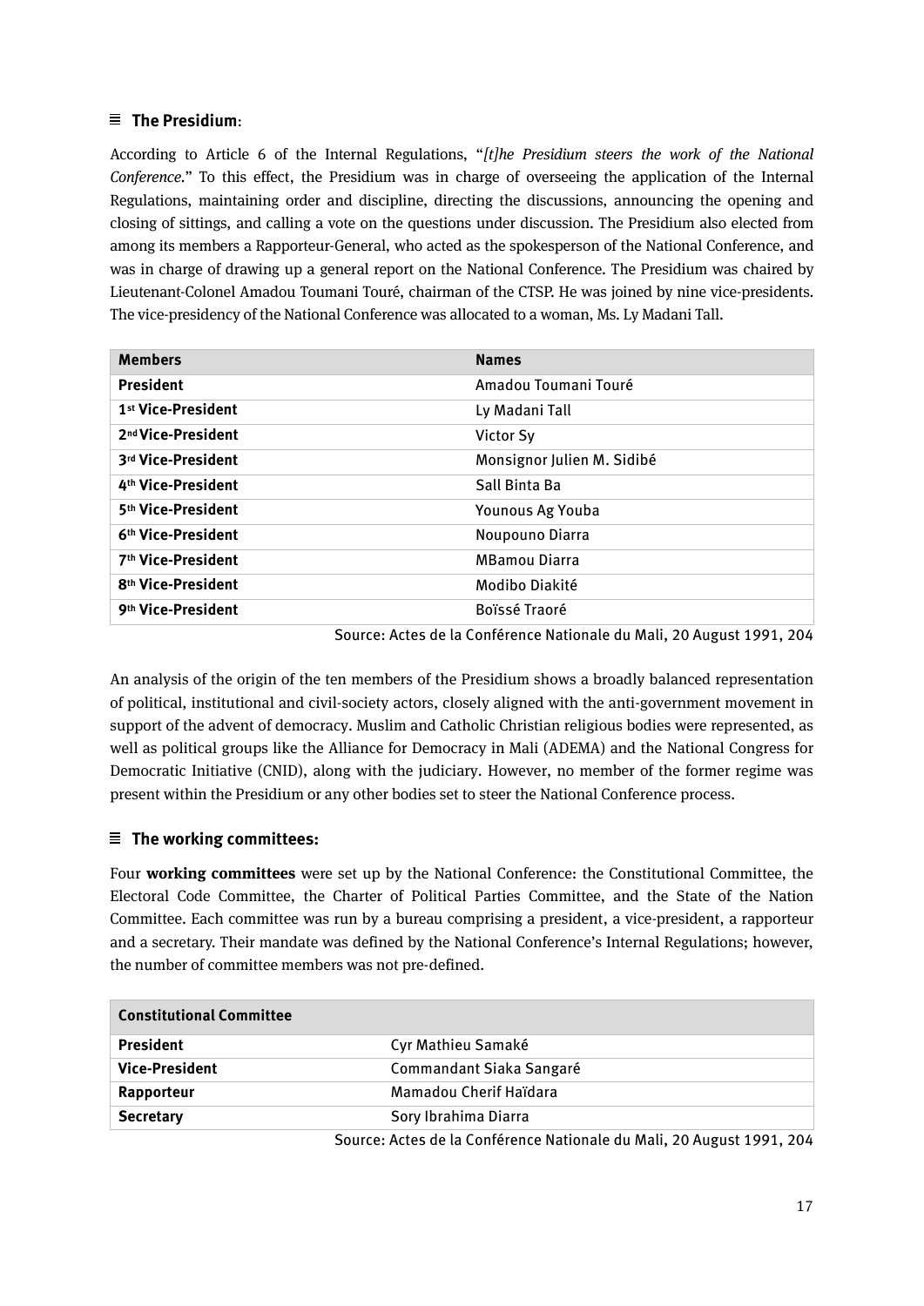### ≣ The Presidium:

According to Article 6 of the Internal Regulations, "*[t]he Presidium steers the work of the National Conference.*" To this effect, the Presidium was in charge of overseeing the application of the Internal Regulations, maintaining order and discipline, directing the discussions, announcing the opening and closing of sittings, and calling a vote on the questions under discussion. The Presidium also elected from among its members a Rapporteur-General, who acted as the spokesperson of the National Conference, and was in charge of drawing up a general report on the National Conference. The Presidium was chaired by Lieutenant-Colonel Amadou Toumani Touré, chairman of the CTSP. He was joined by nine vice-presidents. The vice-presidency of the National Conference was allocated to a woman, Ms. Ly Madani Tall.

| Members | Names |
|---|---|
| **President** | Amadou Toumani Touré |
| **1st Vice-President** | Ly Madani Tall |
| **2nd Vice-President** | Victor Sy |
| **3rd Vice-President** | Monsignor Julien M. Sidibé |
| **4th Vice-President** | Sall Binta Ba |
| **5th Vice-President** | Younous Ag Youba |
| **6th Vice-President** | Noupouno Diarra |
| **7th Vice-President** | MBamou Diarra |
| **8th Vice-President** | Modibo Diakité |
| **9th Vice-President** | Boïssé Traoré |

Source: Actes de la Conférence Nationale du Mali, 20 August 1991, 204

An analysis of the origin of the ten members of the Presidium shows a broadly balanced representation of political, institutional and civil-society actors, closely aligned with the anti-government movement in support of the advent of democracy. Muslim and Catholic Christian religious bodies were represented, as well as political groups like the Alliance for Democracy in Mali (ADEMA) and the National Congress for Democratic Initiative (CNID), along with the judiciary. However, no member of the former regime was present within the Presidium or any other bodies set to steer the National Conference process.

### ≣ The working committees:

Four **working committees** were set up by the National Conference: the Constitutional Committee, the Electoral Code Committee, the Charter of Political Parties Committee, and the State of the Nation Committee. Each committee was run by a bureau comprising a president, a vice-president, a rapporteur and a secretary. Their mandate was defined by the National Conference's Internal Regulations; however, the number of committee members was not pre-defined.

| Constitutional Committee | |
|---|---|
| **President** | Cyr Mathieu Samaké |
| **Vice-President** | Commandant Siaka Sangaré |
| **Rapporteur** | Mamadou Cherif Haïdara |
| **Secretary** | Sory Ibrahima Diarra |

Source: Actes de la Conférence Nationale du Mali, 20 August 1991, 204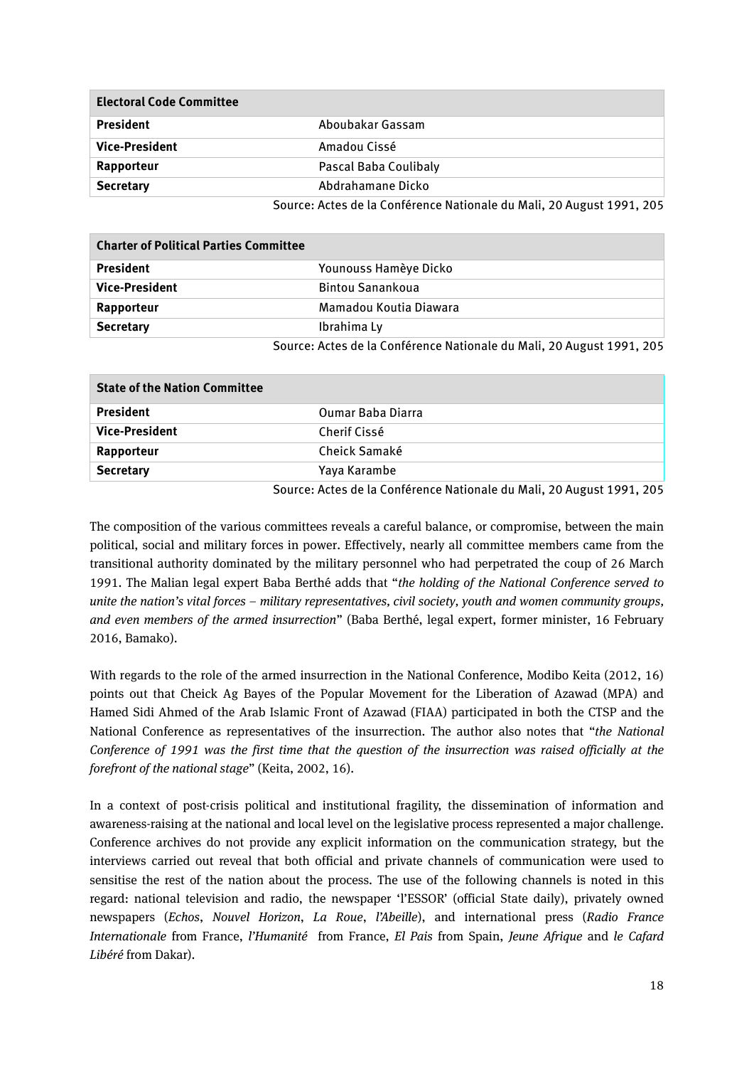| Electoral Code Committee | |
|---|---|
| **President** | Aboubakar Gassam |
| **Vice-President** | Amadou Cissé |
| **Rapporteur** | Pascal Baba Coulibaly |
| **Secretary** | Abdrahamane Dicko |

Source: Actes de la Conférence Nationale du Mali, 20 August 1991, 205

| Charter of Political Parties Committee | |
|---|---|
| **President** | Younouss Hamèye Dicko |
| **Vice-President** | Bintou Sanankoua |
| **Rapporteur** | Mamadou Koutia Diawara |
| **Secretary** | Ibrahima Ly |

Source: Actes de la Conférence Nationale du Mali, 20 August 1991, 205

| State of the Nation Committee | |
|---|---|
| **President** | Oumar Baba Diarra |
| **Vice-President** | Cherif Cissé |
| **Rapporteur** | Cheick Samaké |
| **Secretary** | Yaya Karambe |

Source: Actes de la Conférence Nationale du Mali, 20 August 1991, 205

The composition of the various committees reveals a careful balance, or compromise, between the main political, social and military forces in power. Effectively, nearly all committee members came from the transitional authority dominated by the military personnel who had perpetrated the coup of 26 March 1991. The Malian legal expert Baba Berthé adds that "*the holding of the National Conference served to unite the nation's vital forces – military representatives, civil society, youth and women community groups, and even members of the armed insurrection*" (Baba Berthé, legal expert, former minister, 16 February 2016, Bamako).

With regards to the role of the armed insurrection in the National Conference, Modibo Keita (2012, 16) points out that Cheick Ag Bayes of the Popular Movement for the Liberation of Azawad (MPA) and Hamed Sidi Ahmed of the Arab Islamic Front of Azawad (FIAA) participated in both the CTSP and the National Conference as representatives of the insurrection. The author also notes that "*the National Conference of 1991 was the first time that the question of the insurrection was raised officially at the forefront of the national stage*" (Keita, 2002, 16).

In a context of post-crisis political and institutional fragility, the dissemination of information and awareness-raising at the national and local level on the legislative process represented a major challenge. Conference archives do not provide any explicit information on the communication strategy, but the interviews carried out reveal that both official and private channels of communication were used to sensitise the rest of the nation about the process. The use of the following channels is noted in this regard: national television and radio, the newspaper 'l'ESSOR' (official State daily), privately owned newspapers (*Echos*, *Nouvel Horizon*, *La Roue*, *l'Abeille*), and international press (*Radio France Internationale* from France, *l'Humanité* from France, *El Pais* from Spain, *Jeune Afrique* and *le Cafard Libéré* from Dakar).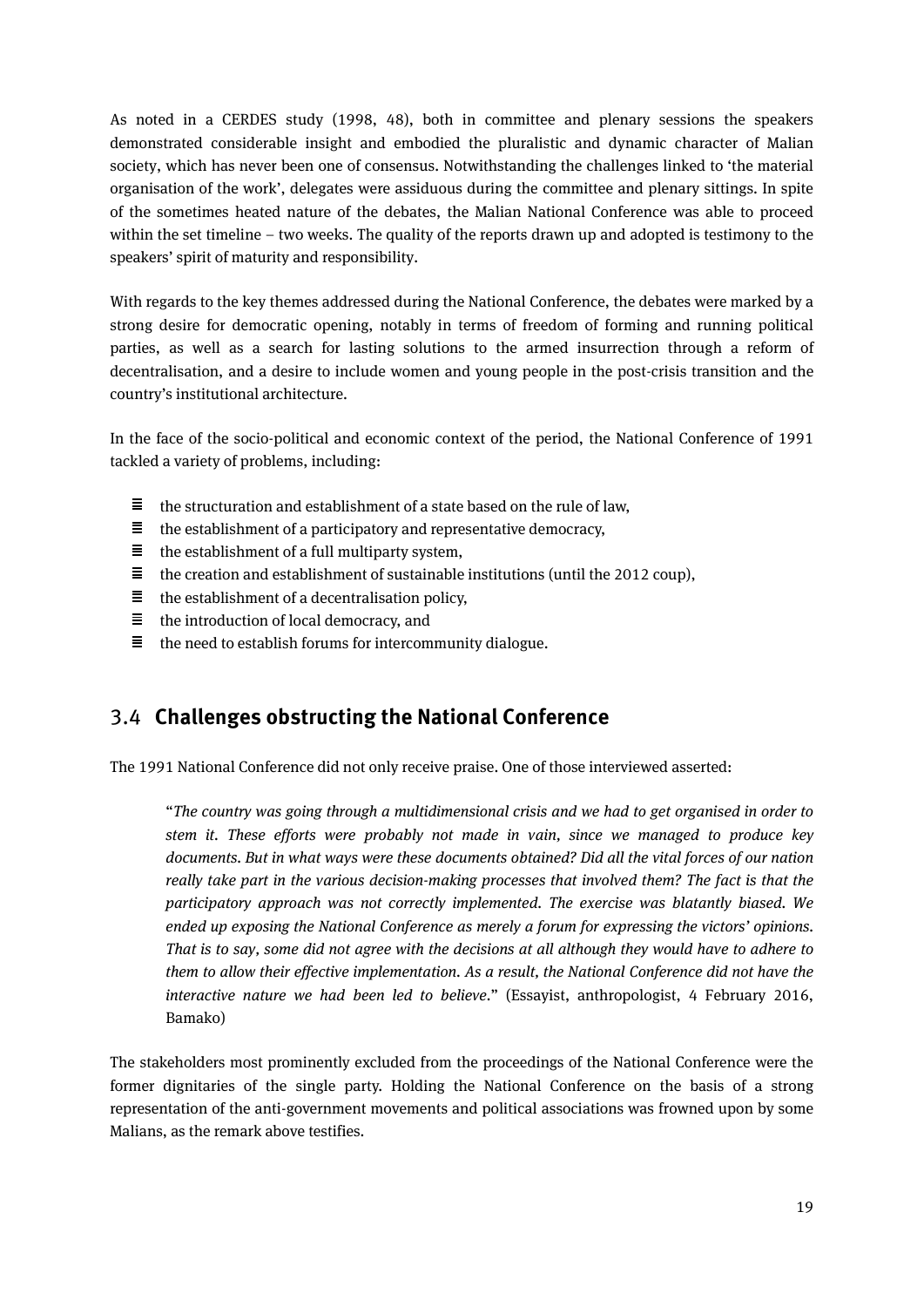As noted in a CERDES study (1998, 48), both in committee and plenary sessions the speakers demonstrated considerable insight and embodied the pluralistic and dynamic character of Malian society, which has never been one of consensus. Notwithstanding the challenges linked to 'the material organisation of the work', delegates were assiduous during the committee and plenary sittings. In spite of the sometimes heated nature of the debates, the Malian National Conference was able to proceed within the set timeline – two weeks. The quality of the reports drawn up and adopted is testimony to the speakers' spirit of maturity and responsibility.

With regards to the key themes addressed during the National Conference, the debates were marked by a strong desire for democratic opening, notably in terms of freedom of forming and running political parties, as well as a search for lasting solutions to the armed insurrection through a reform of decentralisation, and a desire to include women and young people in the post-crisis transition and the country's institutional architecture.

In the face of the socio-political and economic context of the period, the National Conference of 1991 tackled a variety of problems, including:

- the structuration and establishment of a state based on the rule of law,
- the establishment of a participatory and representative democracy,
- the establishment of a full multiparty system,
- the creation and establishment of sustainable institutions (until the 2012 coup),
- the establishment of a decentralisation policy,
- the introduction of local democracy, and
- the need to establish forums for intercommunity dialogue.

## 3.4 Challenges obstructing the National Conference

The 1991 National Conference did not only receive praise. One of those interviewed asserted:

> "*The country was going through a multidimensional crisis and we had to get organised in order to stem it. These efforts were probably not made in vain, since we managed to produce key documents. But in what ways were these documents obtained? Did all the vital forces of our nation really take part in the various decision-making processes that involved them? The fact is that the participatory approach was not correctly implemented. The exercise was blatantly biased. We ended up exposing the National Conference as merely a forum for expressing the victors' opinions. That is to say, some did not agree with the decisions at all although they would have to adhere to them to allow their effective implementation. As a result, the National Conference did not have the interactive nature we had been led to believe.*" (Essayist, anthropologist, 4 February 2016, Bamako)

The stakeholders most prominently excluded from the proceedings of the National Conference were the former dignitaries of the single party. Holding the National Conference on the basis of a strong representation of the anti-government movements and political associations was frowned upon by some Malians, as the remark above testifies.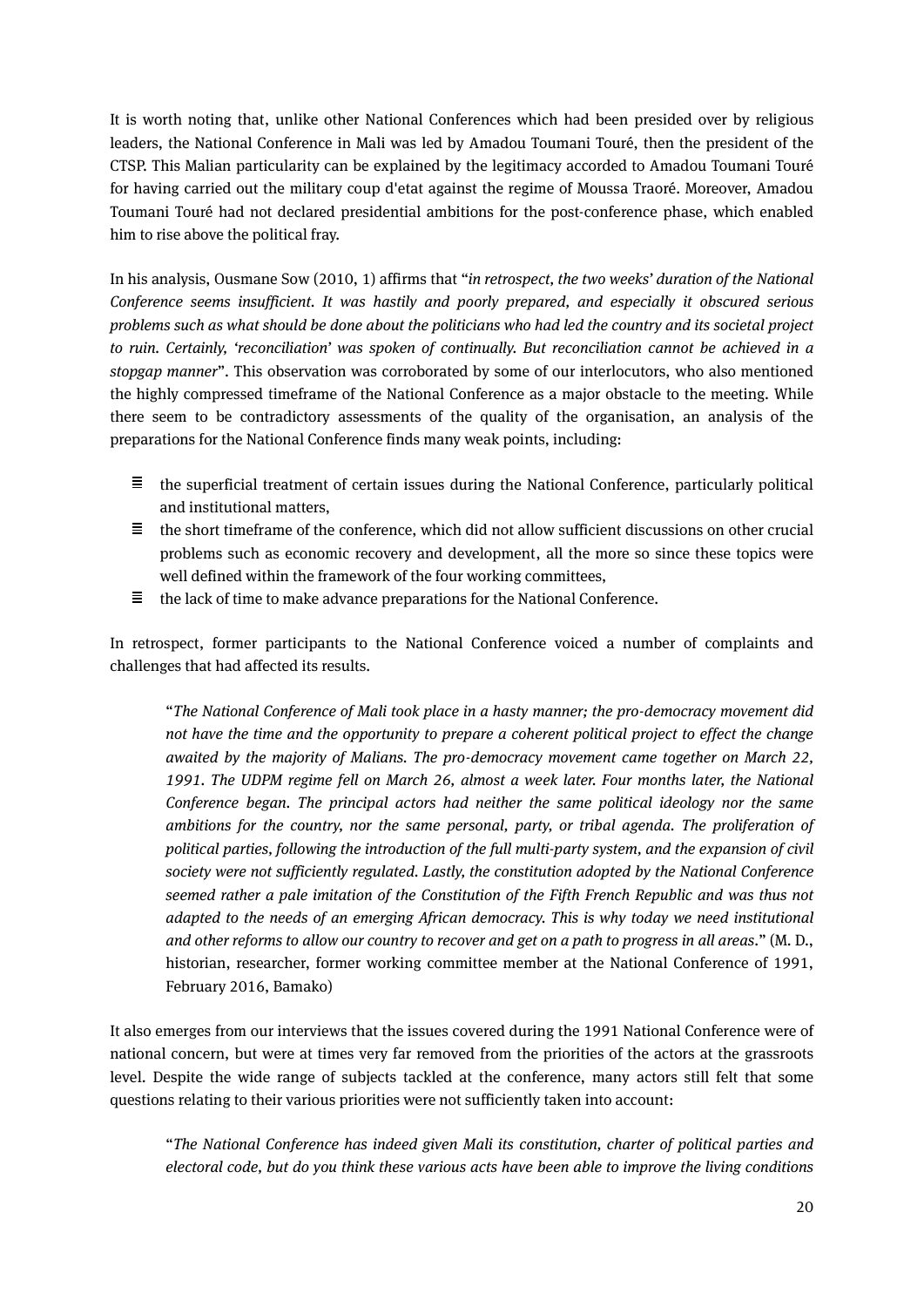It is worth noting that, unlike other National Conferences which had been presided over by religious leaders, the National Conference in Mali was led by Amadou Toumani Touré, then the president of the CTSP. This Malian particularity can be explained by the legitimacy accorded to Amadou Toumani Touré for having carried out the military coup d'etat against the regime of Moussa Traoré. Moreover, Amadou Toumani Touré had not declared presidential ambitions for the post-conference phase, which enabled him to rise above the political fray.

In his analysis, Ousmane Sow (2010, 1) affirms that "*in retrospect, the two weeks' duration of the National Conference seems insufficient. It was hastily and poorly prepared, and especially it obscured serious problems such as what should be done about the politicians who had led the country and its societal project to ruin. Certainly, 'reconciliation' was spoken of continually. But reconciliation cannot be achieved in a stopgap manner*". This observation was corroborated by some of our interlocutors, who also mentioned the highly compressed timeframe of the National Conference as a major obstacle to the meeting. While there seem to be contradictory assessments of the quality of the organisation, an analysis of the preparations for the National Conference finds many weak points, including:

- the superficial treatment of certain issues during the National Conference, particularly political and institutional matters,
- the short timeframe of the conference, which did not allow sufficient discussions on other crucial problems such as economic recovery and development, all the more so since these topics were well defined within the framework of the four working committees,
- the lack of time to make advance preparations for the National Conference.

In retrospect, former participants to the National Conference voiced a number of complaints and challenges that had affected its results.

> "*The National Conference of Mali took place in a hasty manner; the pro-democracy movement did not have the time and the opportunity to prepare a coherent political project to effect the change awaited by the majority of Malians. The pro-democracy movement came together on March 22, 1991. The UDPM regime fell on March 26, almost a week later. Four months later, the National Conference began. The principal actors had neither the same political ideology nor the same ambitions for the country, nor the same personal, party, or tribal agenda. The proliferation of political parties, following the introduction of the full multi-party system, and the expansion of civil society were not sufficiently regulated. Lastly, the constitution adopted by the National Conference seemed rather a pale imitation of the Constitution of the Fifth French Republic and was thus not adapted to the needs of an emerging African democracy. This is why today we need institutional and other reforms to allow our country to recover and get on a path to progress in all areas.*" (M. D., historian, researcher, former working committee member at the National Conference of 1991, February 2016, Bamako)

It also emerges from our interviews that the issues covered during the 1991 National Conference were of national concern, but were at times very far removed from the priorities of the actors at the grassroots level. Despite the wide range of subjects tackled at the conference, many actors still felt that some questions relating to their various priorities were not sufficiently taken into account:

> "*The National Conference has indeed given Mali its constitution, charter of political parties and electoral code, but do you think these various acts have been able to improve the living conditions*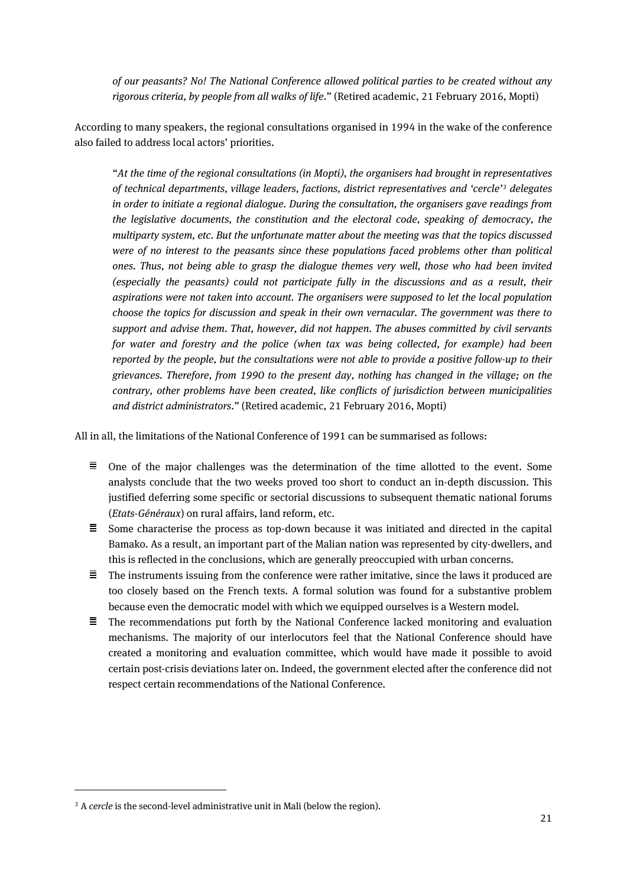*of our peasants? No! The National Conference allowed political parties to be created without any rigorous criteria, by people from all walks of life*." (Retired academic, 21 February 2016, Mopti)

According to many speakers, the regional consultations organised in 1994 in the wake of the conference also failed to address local actors' priorities.

> "*At the time of the regional consultations (in Mopti), the organisers had brought in representatives of technical departments, village leaders, factions, district representatives and 'cercle'*[3] *delegates in order to initiate a regional dialogue. During the consultation, the organisers gave readings from the legislative documents, the constitution and the electoral code, speaking of democracy, the multiparty system, etc. But the unfortunate matter about the meeting was that the topics discussed were of no interest to the peasants since these populations faced problems other than political ones. Thus, not being able to grasp the dialogue themes very well, those who had been invited (especially the peasants) could not participate fully in the discussions and as a result, their aspirations were not taken into account. The organisers were supposed to let the local population choose the topics for discussion and speak in their own vernacular. The government was there to support and advise them. That, however, did not happen. The abuses committed by civil servants for water and forestry and the police (when tax was being collected, for example) had been reported by the people, but the consultations were not able to provide a positive follow-up to their grievances. Therefore, from 1990 to the present day, nothing has changed in the village; on the contrary, other problems have been created, like conflicts of jurisdiction between municipalities and district administrators*." (Retired academic, 21 February 2016, Mopti)

All in all, the limitations of the National Conference of 1991 can be summarised as follows:

- One of the major challenges was the determination of the time allotted to the event. Some analysts conclude that the two weeks proved too short to conduct an in-depth discussion. This justified deferring some specific or sectorial discussions to subsequent thematic national forums (*Etats-Généraux*) on rural affairs, land reform, etc.
- Some characterise the process as top-down because it was initiated and directed in the capital Bamako. As a result, an important part of the Malian nation was represented by city-dwellers, and this is reflected in the conclusions, which are generally preoccupied with urban concerns.
- The instruments issuing from the conference were rather imitative, since the laws it produced are too closely based on the French texts. A formal solution was found for a substantive problem because even the democratic model with which we equipped ourselves is a Western model.
- The recommendations put forth by the National Conference lacked monitoring and evaluation mechanisms. The majority of our interlocutors feel that the National Conference should have created a monitoring and evaluation committee, which would have made it possible to avoid certain post-crisis deviations later on. Indeed, the government elected after the conference did not respect certain recommendations of the National Conference.

---

[3] A *cercle* is the second-level administrative unit in Mali (below the region).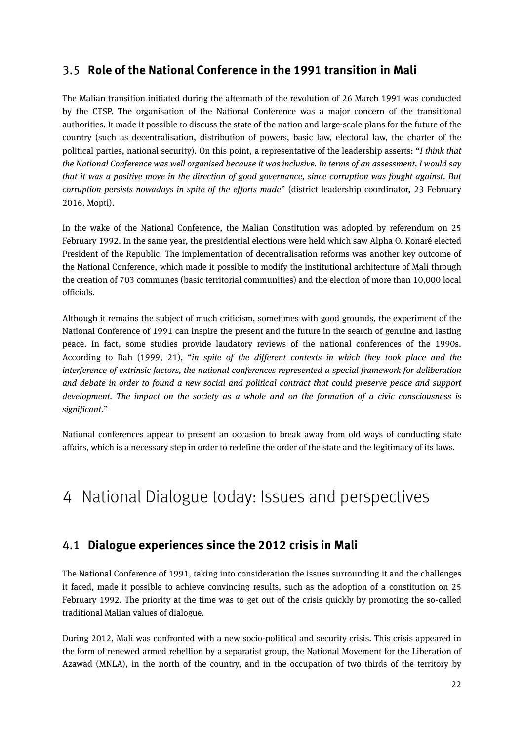### 3.5 **Role of the National Conference in the 1991 transition in Mali**

The Malian transition initiated during the aftermath of the revolution of 26 March 1991 was conducted by the CTSP. The organisation of the National Conference was a major concern of the transitional authorities. It made it possible to discuss the state of the nation and large-scale plans for the future of the country (such as decentralisation, distribution of powers, basic law, electoral law, the charter of the political parties, national security). On this point, a representative of the leadership asserts: "*I think that the National Conference was well organised because it was inclusive. In terms of an assessment, I would say that it was a positive move in the direction of good governance, since corruption was fought against. But corruption persists nowadays in spite of the efforts made*" (district leadership coordinator, 23 February 2016, Mopti).

In the wake of the National Conference, the Malian Constitution was adopted by referendum on 25 February 1992. In the same year, the presidential elections were held which saw Alpha O. Konaré elected President of the Republic. The implementation of decentralisation reforms was another key outcome of the National Conference, which made it possible to modify the institutional architecture of Mali through the creation of 703 communes (basic territorial communities) and the election of more than 10,000 local officials.

Although it remains the subject of much criticism, sometimes with good grounds, the experiment of the National Conference of 1991 can inspire the present and the future in the search of genuine and lasting peace. In fact, some studies provide laudatory reviews of the national conferences of the 1990s. According to Bah (1999, 21), "*in spite of the different contexts in which they took place and the interference of extrinsic factors, the national conferences represented a special framework for deliberation and debate in order to found a new social and political contract that could preserve peace and support development. The impact on the society as a whole and on the formation of a civic consciousness is significant.*"

National conferences appear to present an occasion to break away from old ways of conducting state affairs, which is a necessary step in order to redefine the order of the state and the legitimacy of its laws.

# 4 National Dialogue today: Issues and perspectives

### 4.1 **Dialogue experiences since the 2012 crisis in Mali**

The National Conference of 1991, taking into consideration the issues surrounding it and the challenges it faced, made it possible to achieve convincing results, such as the adoption of a constitution on 25 February 1992. The priority at the time was to get out of the crisis quickly by promoting the so-called traditional Malian values of dialogue.

During 2012, Mali was confronted with a new socio-political and security crisis. This crisis appeared in the form of renewed armed rebellion by a separatist group, the National Movement for the Liberation of Azawad (MNLA), in the north of the country, and in the occupation of two thirds of the territory by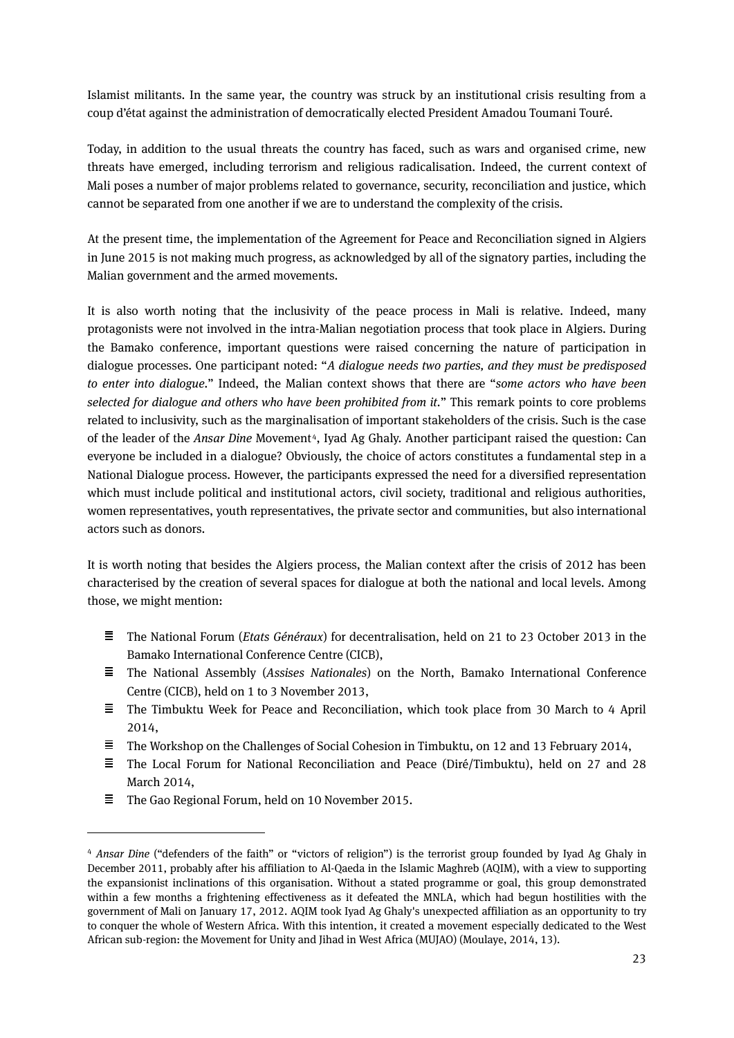Islamist militants. In the same year, the country was struck by an institutional crisis resulting from a coup d'état against the administration of democratically elected President Amadou Toumani Touré.

Today, in addition to the usual threats the country has faced, such as wars and organised crime, new threats have emerged, including terrorism and religious radicalisation. Indeed, the current context of Mali poses a number of major problems related to governance, security, reconciliation and justice, which cannot be separated from one another if we are to understand the complexity of the crisis.

At the present time, the implementation of the Agreement for Peace and Reconciliation signed in Algiers in June 2015 is not making much progress, as acknowledged by all of the signatory parties, including the Malian government and the armed movements.

It is also worth noting that the inclusivity of the peace process in Mali is relative. Indeed, many protagonists were not involved in the intra-Malian negotiation process that took place in Algiers. During the Bamako conference, important questions were raised concerning the nature of participation in dialogue processes. One participant noted: "*A dialogue needs two parties, and they must be predisposed to enter into dialogue*." Indeed, the Malian context shows that there are "*some actors who have been selected for dialogue and others who have been prohibited from it*." This remark points to core problems related to inclusivity, such as the marginalisation of important stakeholders of the crisis. Such is the case of the leader of the *Ansar Dine* Movement[4], Iyad Ag Ghaly. Another participant raised the question: Can everyone be included in a dialogue? Obviously, the choice of actors constitutes a fundamental step in a National Dialogue process. However, the participants expressed the need for a diversified representation which must include political and institutional actors, civil society, traditional and religious authorities, women representatives, youth representatives, the private sector and communities, but also international actors such as donors.

It is worth noting that besides the Algiers process, the Malian context after the crisis of 2012 has been characterised by the creation of several spaces for dialogue at both the national and local levels. Among those, we might mention:

- The National Forum (*Etats Généraux*) for decentralisation, held on 21 to 23 October 2013 in the Bamako International Conference Centre (CICB),
- The National Assembly (*Assises Nationales*) on the North, Bamako International Conference Centre (CICB), held on 1 to 3 November 2013,
- The Timbuktu Week for Peace and Reconciliation, which took place from 30 March to 4 April 2014,
- The Workshop on the Challenges of Social Cohesion in Timbuktu, on 12 and 13 February 2014,
- The Local Forum for National Reconciliation and Peace (Diré/Timbuktu), held on 27 and 28 March 2014,
- The Gao Regional Forum, held on 10 November 2015.

---

[4] *Ansar Dine* ("defenders of the faith" or "victors of religion") is the terrorist group founded by Iyad Ag Ghaly in December 2011, probably after his affiliation to Al-Qaeda in the Islamic Maghreb (AQIM), with a view to supporting the expansionist inclinations of this organisation. Without a stated programme or goal, this group demonstrated within a few months a frightening effectiveness as it defeated the MNLA, which had begun hostilities with the government of Mali on January 17, 2012. AQIM took Iyad Ag Ghaly's unexpected affiliation as an opportunity to try to conquer the whole of Western Africa. With this intention, it created a movement especially dedicated to the West African sub-region: the Movement for Unity and Jihad in West Africa (MUJAO) (Moulaye, 2014, 13).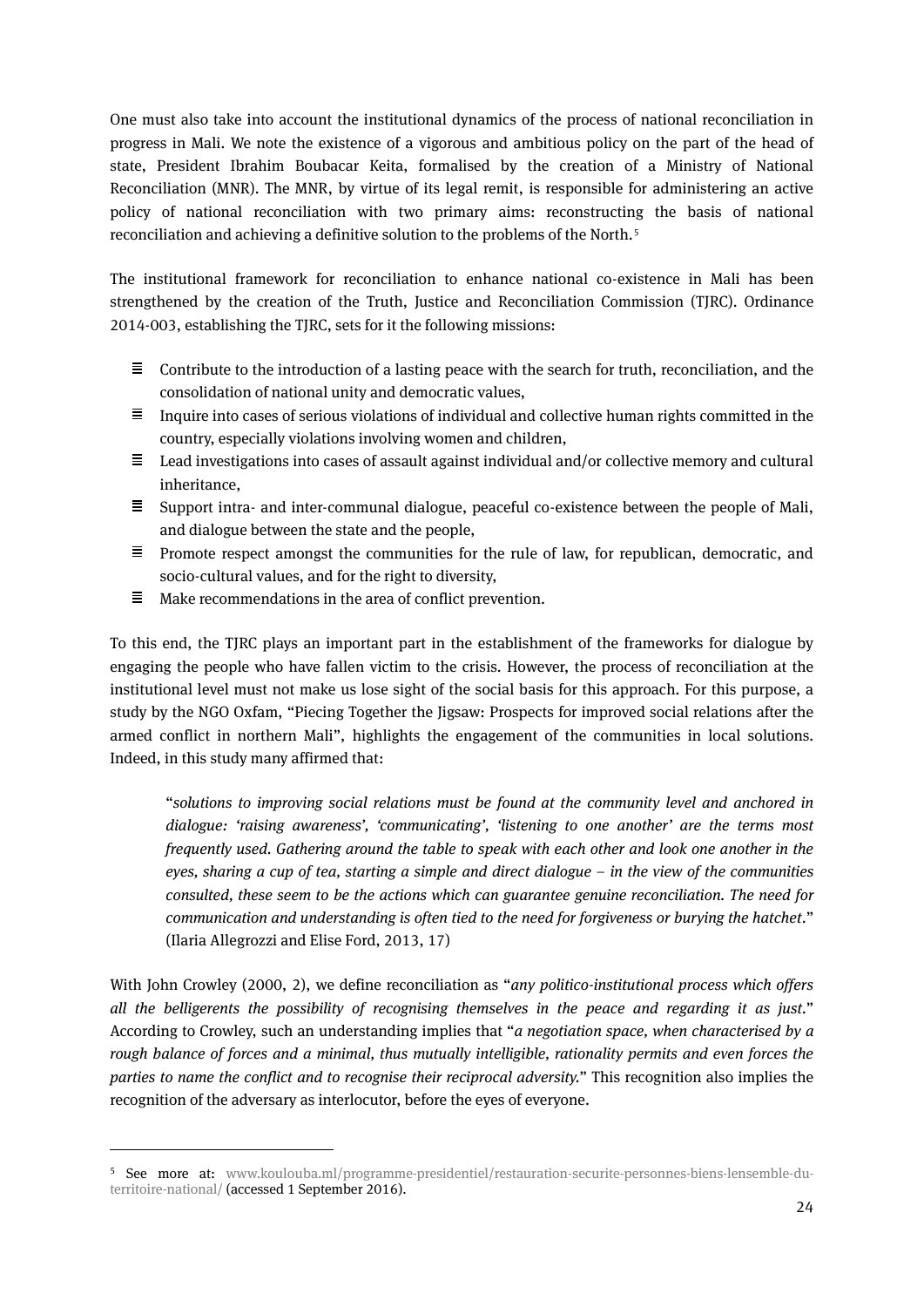One must also take into account the institutional dynamics of the process of national reconciliation in progress in Mali. We note the existence of a vigorous and ambitious policy on the part of the head of state, President Ibrahim Boubacar Keita, formalised by the creation of a Ministry of National Reconciliation (MNR). The MNR, by virtue of its legal remit, is responsible for administering an active policy of national reconciliation with two primary aims: reconstructing the basis of national reconciliation and achieving a definitive solution to the problems of the North.[5]

The institutional framework for reconciliation to enhance national co-existence in Mali has been strengthened by the creation of the Truth, Justice and Reconciliation Commission (TJRC). Ordinance 2014-003, establishing the TJRC, sets for it the following missions:

- Contribute to the introduction of a lasting peace with the search for truth, reconciliation, and the consolidation of national unity and democratic values,
- Inquire into cases of serious violations of individual and collective human rights committed in the country, especially violations involving women and children,
- Lead investigations into cases of assault against individual and/or collective memory and cultural inheritance,
- Support intra- and inter-communal dialogue, peaceful co-existence between the people of Mali, and dialogue between the state and the people,
- Promote respect amongst the communities for the rule of law, for republican, democratic, and socio-cultural values, and for the right to diversity,
- Make recommendations in the area of conflict prevention.

To this end, the TJRC plays an important part in the establishment of the frameworks for dialogue by engaging the people who have fallen victim to the crisis. However, the process of reconciliation at the institutional level must not make us lose sight of the social basis for this approach. For this purpose, a study by the NGO Oxfam, "Piecing Together the Jigsaw: Prospects for improved social relations after the armed conflict in northern Mali", highlights the engagement of the communities in local solutions. Indeed, in this study many affirmed that:

> "*solutions to improving social relations must be found at the community level and anchored in dialogue: 'raising awareness', 'communicating', 'listening to one another' are the terms most frequently used. Gathering around the table to speak with each other and look one another in the eyes, sharing a cup of tea, starting a simple and direct dialogue – in the view of the communities consulted, these seem to be the actions which can guarantee genuine reconciliation. The need for communication and understanding is often tied to the need for forgiveness or burying the hatchet*." (Ilaria Allegrozzi and Elise Ford, 2013, 17)

With John Crowley (2000, 2), we define reconciliation as "*any politico-institutional process which offers all the belligerents the possibility of recognising themselves in the peace and regarding it as just*." According to Crowley, such an understanding implies that "*a negotiation space, when characterised by a rough balance of forces and a minimal, thus mutually intelligible, rationality permits and even forces the parties to name the conflict and to recognise their reciprocal adversity.*" This recognition also implies the recognition of the adversary as interlocutor, before the eyes of everyone.

---

[5] See more at: www.koulouba.ml/programme-presidentiel/restauration-securite-personnes-biens-lensemble-du-territoire-national/ (accessed 1 September 2016).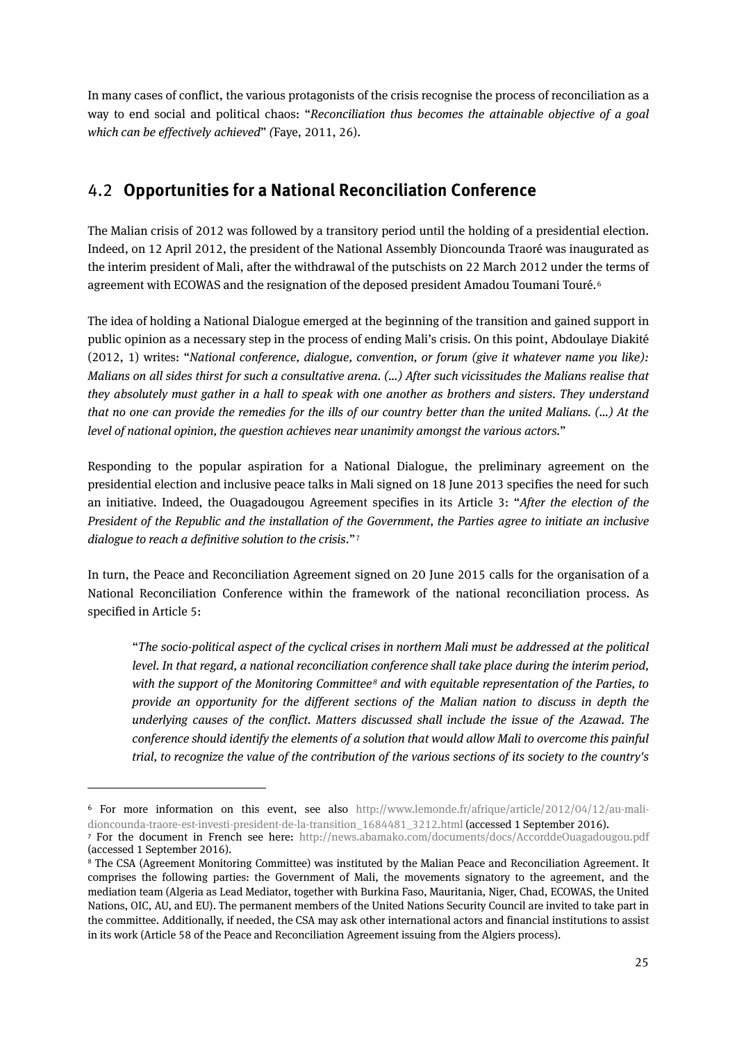In many cases of conflict, the various protagonists of the crisis recognise the process of reconciliation as a way to end social and political chaos: "*Reconciliation thus becomes the attainable objective of a goal which can be effectively achieved*" *(*Faye, 2011, 26).

## 4.2 Opportunities for a National Reconciliation Conference

The Malian crisis of 2012 was followed by a transitory period until the holding of a presidential election. Indeed, on 12 April 2012, the president of the National Assembly Dioncounda Traoré was inaugurated as the interim president of Mali, after the withdrawal of the putschists on 22 March 2012 under the terms of agreement with ECOWAS and the resignation of the deposed president Amadou Toumani Touré.[6]

The idea of holding a National Dialogue emerged at the beginning of the transition and gained support in public opinion as a necessary step in the process of ending Mali's crisis. On this point, Abdoulaye Diakité (2012, 1) writes: "*National conference, dialogue, convention, or forum (give it whatever name you like): Malians on all sides thirst for such a consultative arena. (…) After such vicissitudes the Malians realise that they absolutely must gather in a hall to speak with one another as brothers and sisters. They understand that no one can provide the remedies for the ills of our country better than the united Malians. (…) At the level of national opinion, the question achieves near unanimity amongst the various actors.*"

Responding to the popular aspiration for a National Dialogue, the preliminary agreement on the presidential election and inclusive peace talks in Mali signed on 18 June 2013 specifies the need for such an initiative. Indeed, the Ouagadougou Agreement specifies in its Article 3: "*After the election of the President of the Republic and the installation of the Government, the Parties agree to initiate an inclusive dialogue to reach a definitive solution to the crisis*."[7]

In turn, the Peace and Reconciliation Agreement signed on 20 June 2015 calls for the organisation of a National Reconciliation Conference within the framework of the national reconciliation process. As specified in Article 5:

> "*The socio-political aspect of the cyclical crises in northern Mali must be addressed at the political level. In that regard, a national reconciliation conference shall take place during the interim period, with the support of the Monitoring Committee*[8] *and with equitable representation of the Parties, to provide an opportunity for the different sections of the Malian nation to discuss in depth the underlying causes of the conflict. Matters discussed shall include the issue of the Azawad. The conference should identify the elements of a solution that would allow Mali to overcome this painful trial, to recognize the value of the contribution of the various sections of its society to the country's*

---

[6] For more information on this event, see also http://www.lemonde.fr/afrique/article/2012/04/12/au-mali-dioncounda-traore-est-investi-president-de-la-transition_1684481_3212.html (accessed 1 September 2016).

[7] For the document in French see here: http://news.abamako.com/documents/docs/AccorddeOuagadougou.pdf (accessed 1 September 2016).

[8] The CSA (Agreement Monitoring Committee) was instituted by the Malian Peace and Reconciliation Agreement. It comprises the following parties: the Government of Mali, the movements signatory to the agreement, and the mediation team (Algeria as Lead Mediator, together with Burkina Faso, Mauritania, Niger, Chad, ECOWAS, the United Nations, OIC, AU, and EU). The permanent members of the United Nations Security Council are invited to take part in the committee. Additionally, if needed, the CSA may ask other international actors and financial institutions to assist in its work (Article 58 of the Peace and Reconciliation Agreement issuing from the Algiers process).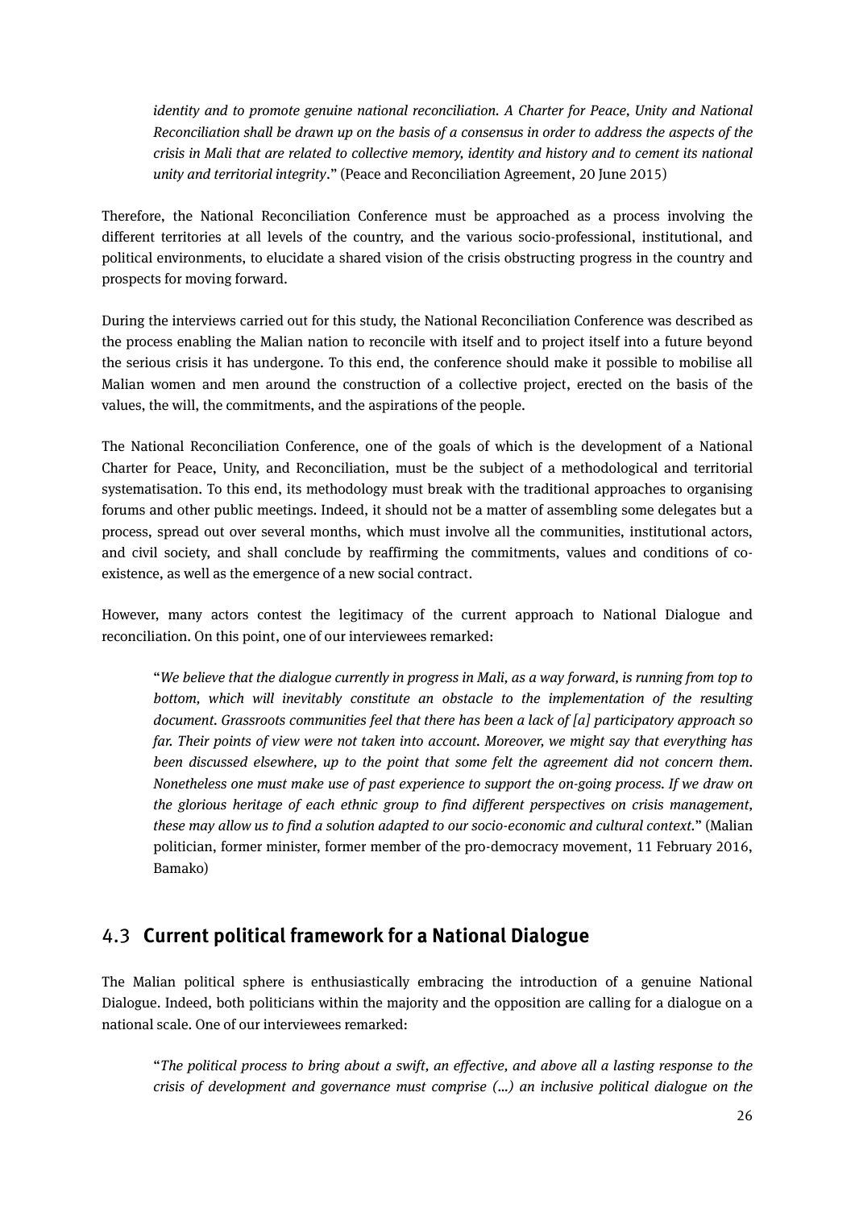> *identity and to promote genuine national reconciliation. A Charter for Peace, Unity and National Reconciliation shall be drawn up on the basis of a consensus in order to address the aspects of the crisis in Mali that are related to collective memory, identity and history and to cement its national unity and territorial integrity*." (Peace and Reconciliation Agreement, 20 June 2015)

Therefore, the National Reconciliation Conference must be approached as a process involving the different territories at all levels of the country, and the various socio-professional, institutional, and political environments, to elucidate a shared vision of the crisis obstructing progress in the country and prospects for moving forward.

During the interviews carried out for this study, the National Reconciliation Conference was described as the process enabling the Malian nation to reconcile with itself and to project itself into a future beyond the serious crisis it has undergone. To this end, the conference should make it possible to mobilise all Malian women and men around the construction of a collective project, erected on the basis of the values, the will, the commitments, and the aspirations of the people.

The National Reconciliation Conference, one of the goals of which is the development of a National Charter for Peace, Unity, and Reconciliation, must be the subject of a methodological and territorial systematisation. To this end, its methodology must break with the traditional approaches to organising forums and other public meetings. Indeed, it should not be a matter of assembling some delegates but a process, spread out over several months, which must involve all the communities, institutional actors, and civil society, and shall conclude by reaffirming the commitments, values and conditions of co-existence, as well as the emergence of a new social contract.

However, many actors contest the legitimacy of the current approach to National Dialogue and reconciliation. On this point, one of our interviewees remarked:

> "*We believe that the dialogue currently in progress in Mali, as a way forward, is running from top to bottom, which will inevitably constitute an obstacle to the implementation of the resulting document. Grassroots communities feel that there has been a lack of [a] participatory approach so far. Their points of view were not taken into account. Moreover, we might say that everything has been discussed elsewhere, up to the point that some felt the agreement did not concern them. Nonetheless one must make use of past experience to support the on-going process. If we draw on the glorious heritage of each ethnic group to find different perspectives on crisis management, these may allow us to find a solution adapted to our socio-economic and cultural context.*" (Malian politician, former minister, former member of the pro-democracy movement, 11 February 2016, Bamako)

## 4.3 **Current political framework for a National Dialogue**

The Malian political sphere is enthusiastically embracing the introduction of a genuine National Dialogue. Indeed, both politicians within the majority and the opposition are calling for a dialogue on a national scale. One of our interviewees remarked:

> "*The political process to bring about a swift, an effective, and above all a lasting response to the crisis of development and governance must comprise (...) an inclusive political dialogue on the*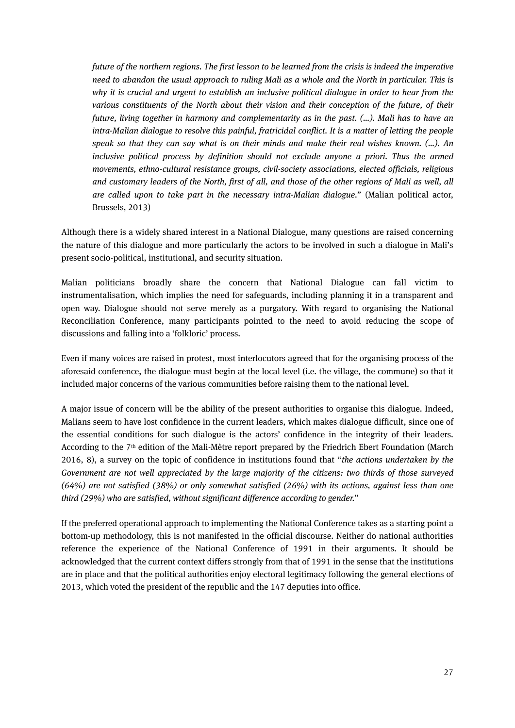> *future of the northern regions. The first lesson to be learned from the crisis is indeed the imperative need to abandon the usual approach to ruling Mali as a whole and the North in particular. This is why it is crucial and urgent to establish an inclusive political dialogue in order to hear from the various constituents of the North about their vision and their conception of the future, of their future, living together in harmony and complementarity as in the past. (...). Mali has to have an intra-Malian dialogue to resolve this painful, fratricidal conflict. It is a matter of letting the people speak so that they can say what is on their minds and make their real wishes known. (...). An inclusive political process by definition should not exclude anyone a priori. Thus the armed movements, ethno-cultural resistance groups, civil-society associations, elected officials, religious and customary leaders of the North, first of all, and those of the other regions of Mali as well, all are called upon to take part in the necessary intra-Malian dialogue.*" (Malian political actor, Brussels, 2013)

Although there is a widely shared interest in a National Dialogue, many questions are raised concerning the nature of this dialogue and more particularly the actors to be involved in such a dialogue in Mali's present socio-political, institutional, and security situation.

Malian politicians broadly share the concern that National Dialogue can fall victim to instrumentalisation, which implies the need for safeguards, including planning it in a transparent and open way. Dialogue should not serve merely as a purgatory. With regard to organising the National Reconciliation Conference, many participants pointed to the need to avoid reducing the scope of discussions and falling into a 'folkloric' process.

Even if many voices are raised in protest, most interlocutors agreed that for the organising process of the aforesaid conference, the dialogue must begin at the local level (i.e. the village, the commune) so that it included major concerns of the various communities before raising them to the national level.

A major issue of concern will be the ability of the present authorities to organise this dialogue. Indeed, Malians seem to have lost confidence in the current leaders, which makes dialogue difficult, since one of the essential conditions for such dialogue is the actors' confidence in the integrity of their leaders. According to the 7th edition of the Mali-Mètre report prepared by the Friedrich Ebert Foundation (March 2016, 8), a survey on the topic of confidence in institutions found that "*the actions undertaken by the Government are not well appreciated by the large majority of the citizens: two thirds of those surveyed (64%) are not satisfied (38%) or only somewhat satisfied (26%) with its actions, against less than one third (29%) who are satisfied, without significant difference according to gender.*"

If the preferred operational approach to implementing the National Conference takes as a starting point a bottom-up methodology, this is not manifested in the official discourse. Neither do national authorities reference the experience of the National Conference of 1991 in their arguments. It should be acknowledged that the current context differs strongly from that of 1991 in the sense that the institutions are in place and that the political authorities enjoy electoral legitimacy following the general elections of 2013, which voted the president of the republic and the 147 deputies into office.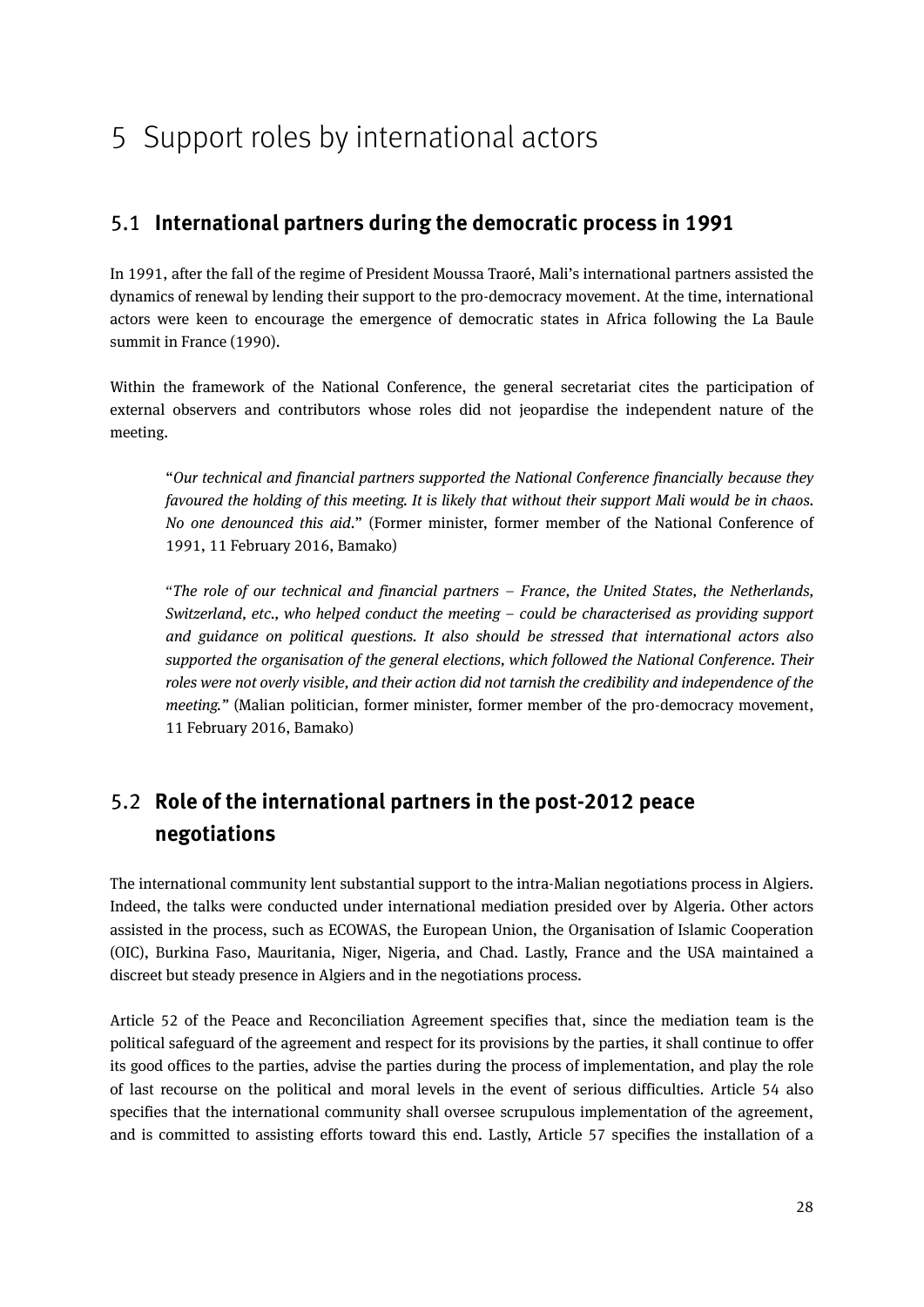# 5 Support roles by international actors

## 5.1 International partners during the democratic process in 1991

In 1991, after the fall of the regime of President Moussa Traoré, Mali's international partners assisted the dynamics of renewal by lending their support to the pro-democracy movement. At the time, international actors were keen to encourage the emergence of democratic states in Africa following the La Baule summit in France (1990).

Within the framework of the National Conference, the general secretariat cites the participation of external observers and contributors whose roles did not jeopardise the independent nature of the meeting.

> "*Our technical and financial partners supported the National Conference financially because they favoured the holding of this meeting. It is likely that without their support Mali would be in chaos. No one denounced this aid.*" (Former minister, former member of the National Conference of 1991, 11 February 2016, Bamako)

> "*The role of our technical and financial partners – France, the United States, the Netherlands, Switzerland, etc., who helped conduct the meeting – could be characterised as providing support and guidance on political questions. It also should be stressed that international actors also supported the organisation of the general elections, which followed the National Conference. Their roles were not overly visible, and their action did not tarnish the credibility and independence of the meeting.*" (Malian politician, former minister, former member of the pro-democracy movement, 11 February 2016, Bamako)

## 5.2 Role of the international partners in the post-2012 peace negotiations

The international community lent substantial support to the intra-Malian negotiations process in Algiers. Indeed, the talks were conducted under international mediation presided over by Algeria. Other actors assisted in the process, such as ECOWAS, the European Union, the Organisation of Islamic Cooperation (OIC), Burkina Faso, Mauritania, Niger, Nigeria, and Chad. Lastly, France and the USA maintained a discreet but steady presence in Algiers and in the negotiations process.

Article 52 of the Peace and Reconciliation Agreement specifies that, since the mediation team is the political safeguard of the agreement and respect for its provisions by the parties, it shall continue to offer its good offices to the parties, advise the parties during the process of implementation, and play the role of last recourse on the political and moral levels in the event of serious difficulties. Article 54 also specifies that the international community shall oversee scrupulous implementation of the agreement, and is committed to assisting efforts toward this end. Lastly, Article 57 specifies the installation of a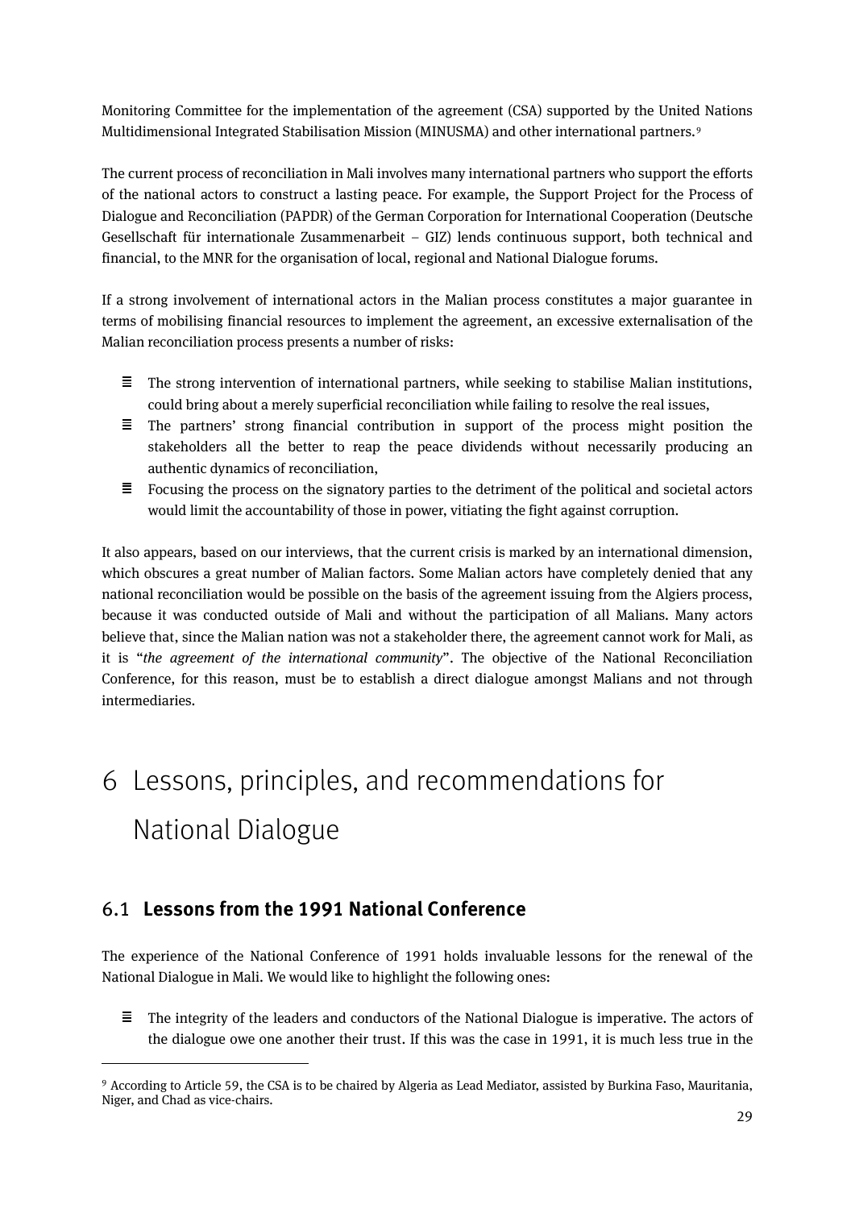Monitoring Committee for the implementation of the agreement (CSA) supported by the United Nations Multidimensional Integrated Stabilisation Mission (MINUSMA) and other international partners.[9]

The current process of reconciliation in Mali involves many international partners who support the efforts of the national actors to construct a lasting peace. For example, the Support Project for the Process of Dialogue and Reconciliation (PAPDR) of the German Corporation for International Cooperation (Deutsche Gesellschaft für internationale Zusammenarbeit – GIZ) lends continuous support, both technical and financial, to the MNR for the organisation of local, regional and National Dialogue forums.

If a strong involvement of international actors in the Malian process constitutes a major guarantee in terms of mobilising financial resources to implement the agreement, an excessive externalisation of the Malian reconciliation process presents a number of risks:

- The strong intervention of international partners, while seeking to stabilise Malian institutions, could bring about a merely superficial reconciliation while failing to resolve the real issues,
- The partners' strong financial contribution in support of the process might position the stakeholders all the better to reap the peace dividends without necessarily producing an authentic dynamics of reconciliation,
- Focusing the process on the signatory parties to the detriment of the political and societal actors would limit the accountability of those in power, vitiating the fight against corruption.

It also appears, based on our interviews, that the current crisis is marked by an international dimension, which obscures a great number of Malian factors. Some Malian actors have completely denied that any national reconciliation would be possible on the basis of the agreement issuing from the Algiers process, because it was conducted outside of Mali and without the participation of all Malians. Many actors believe that, since the Malian nation was not a stakeholder there, the agreement cannot work for Mali, as it is "*the agreement of the international community*". The objective of the National Reconciliation Conference, for this reason, must be to establish a direct dialogue amongst Malians and not through intermediaries.

# 6 Lessons, principles, and recommendations for National Dialogue

## 6.1 Lessons from the 1991 National Conference

The experience of the National Conference of 1991 holds invaluable lessons for the renewal of the National Dialogue in Mali. We would like to highlight the following ones:

- The integrity of the leaders and conductors of the National Dialogue is imperative. The actors of the dialogue owe one another their trust. If this was the case in 1991, it is much less true in the

[9] According to Article 59, the CSA is to be chaired by Algeria as Lead Mediator, assisted by Burkina Faso, Mauritania, Niger, and Chad as vice-chairs.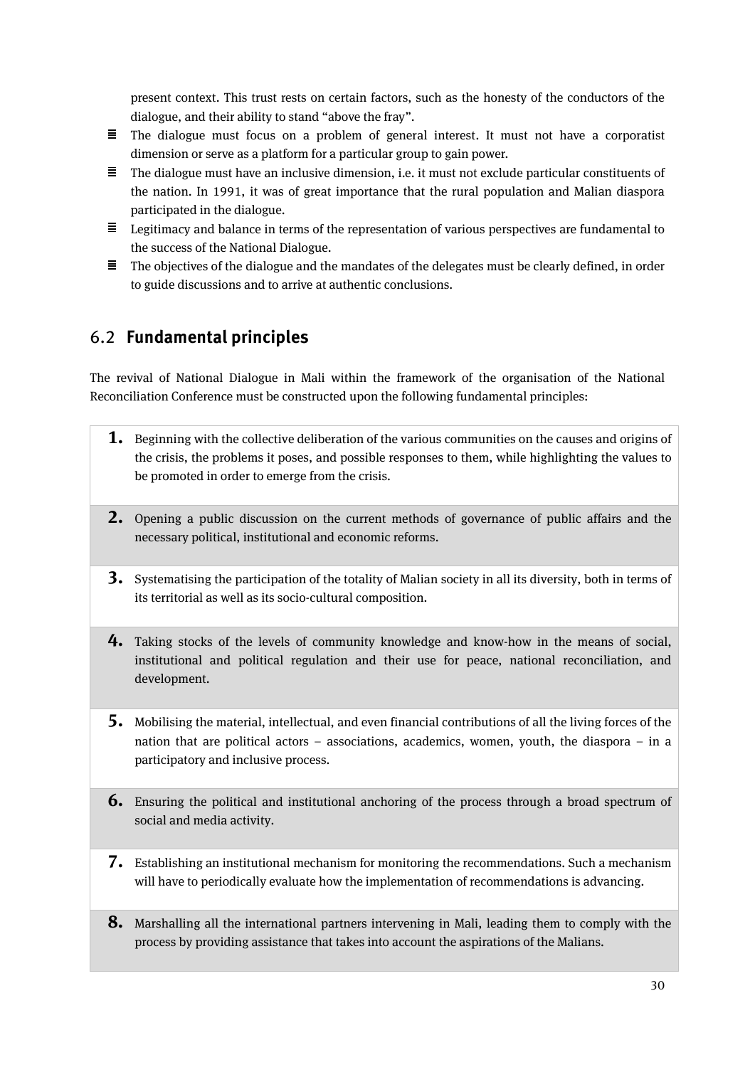present context. This trust rests on certain factors, such as the honesty of the conductors of the dialogue, and their ability to stand "above the fray".

- The dialogue must focus on a problem of general interest. It must not have a corporatist dimension or serve as a platform for a particular group to gain power.
- The dialogue must have an inclusive dimension, i.e. it must not exclude particular constituents of the nation. In 1991, it was of great importance that the rural population and Malian diaspora participated in the dialogue.
- Legitimacy and balance in terms of the representation of various perspectives are fundamental to the success of the National Dialogue.
- The objectives of the dialogue and the mandates of the delegates must be clearly defined, in order to guide discussions and to arrive at authentic conclusions.

## 6.2 Fundamental principles

The revival of National Dialogue in Mali within the framework of the organisation of the National Reconciliation Conference must be constructed upon the following fundamental principles:

1. Beginning with the collective deliberation of the various communities on the causes and origins of the crisis, the problems it poses, and possible responses to them, while highlighting the values to be promoted in order to emerge from the crisis.
2. Opening a public discussion on the current methods of governance of public affairs and the necessary political, institutional and economic reforms.
3. Systematising the participation of the totality of Malian society in all its diversity, both in terms of its territorial as well as its socio-cultural composition.
4. Taking stocks of the levels of community knowledge and know-how in the means of social, institutional and political regulation and their use for peace, national reconciliation, and development.
5. Mobilising the material, intellectual, and even financial contributions of all the living forces of the nation that are political actors – associations, academics, women, youth, the diaspora – in a participatory and inclusive process.
6. Ensuring the political and institutional anchoring of the process through a broad spectrum of social and media activity.
7. Establishing an institutional mechanism for monitoring the recommendations. Such a mechanism will have to periodically evaluate how the implementation of recommendations is advancing.
8. Marshalling all the international partners intervening in Mali, leading them to comply with the process by providing assistance that takes into account the aspirations of the Malians.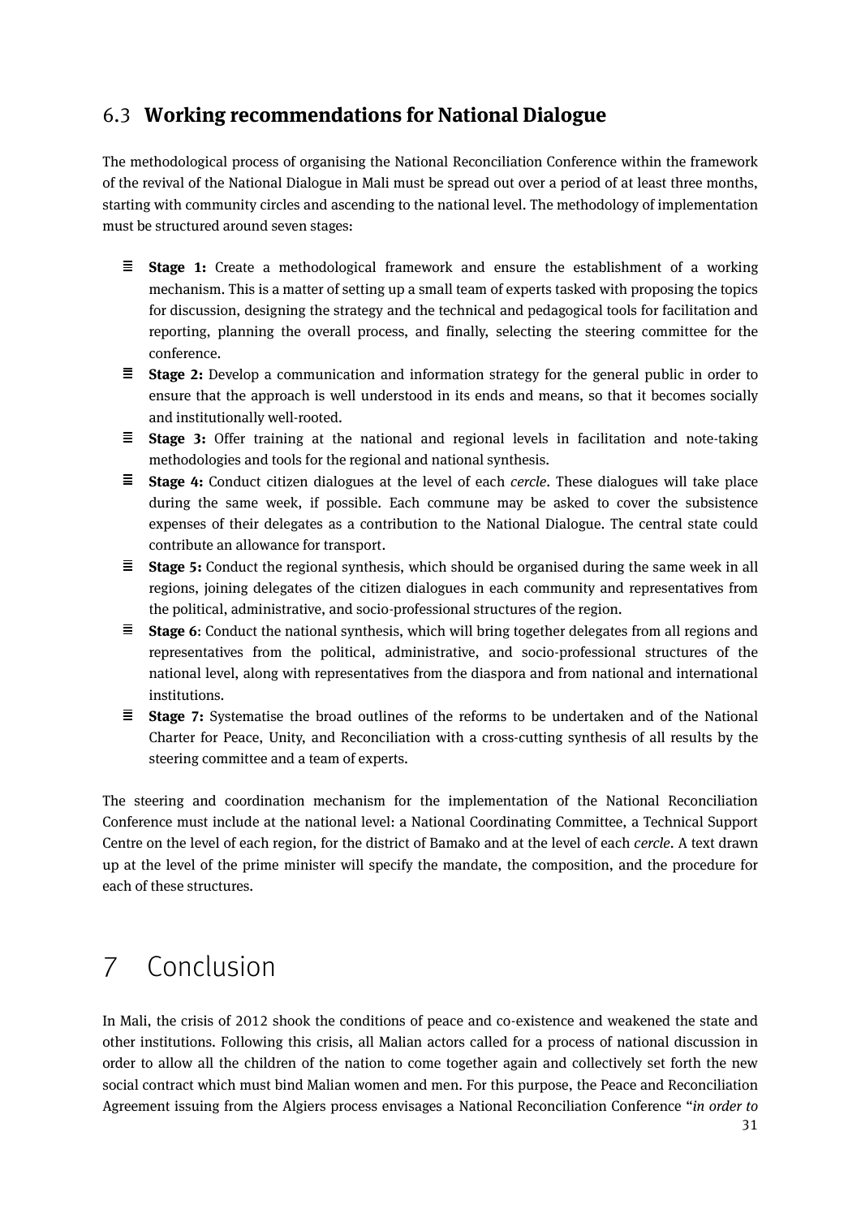## 6.3 Working recommendations for National Dialogue

The methodological process of organising the National Reconciliation Conference within the framework of the revival of the National Dialogue in Mali must be spread out over a period of at least three months, starting with community circles and ascending to the national level. The methodology of implementation must be structured around seven stages:

- **Stage 1:** Create a methodological framework and ensure the establishment of a working mechanism. This is a matter of setting up a small team of experts tasked with proposing the topics for discussion, designing the strategy and the technical and pedagogical tools for facilitation and reporting, planning the overall process, and finally, selecting the steering committee for the conference.
- **Stage 2:** Develop a communication and information strategy for the general public in order to ensure that the approach is well understood in its ends and means, so that it becomes socially and institutionally well-rooted.
- **Stage 3:** Offer training at the national and regional levels in facilitation and note-taking methodologies and tools for the regional and national synthesis.
- **Stage 4:** Conduct citizen dialogues at the level of each *cercle*. These dialogues will take place during the same week, if possible. Each commune may be asked to cover the subsistence expenses of their delegates as a contribution to the National Dialogue. The central state could contribute an allowance for transport.
- **Stage 5:** Conduct the regional synthesis, which should be organised during the same week in all regions, joining delegates of the citizen dialogues in each community and representatives from the political, administrative, and socio-professional structures of the region.
- **Stage 6**: Conduct the national synthesis, which will bring together delegates from all regions and representatives from the political, administrative, and socio-professional structures of the national level, along with representatives from the diaspora and from national and international institutions.
- **Stage 7:** Systematise the broad outlines of the reforms to be undertaken and of the National Charter for Peace, Unity, and Reconciliation with a cross-cutting synthesis of all results by the steering committee and a team of experts.

The steering and coordination mechanism for the implementation of the National Reconciliation Conference must include at the national level: a National Coordinating Committee, a Technical Support Centre on the level of each region, for the district of Bamako and at the level of each *cercle*. A text drawn up at the level of the prime minister will specify the mandate, the composition, and the procedure for each of these structures.

# 7 Conclusion

In Mali, the crisis of 2012 shook the conditions of peace and co-existence and weakened the state and other institutions. Following this crisis, all Malian actors called for a process of national discussion in order to allow all the children of the nation to come together again and collectively set forth the new social contract which must bind Malian women and men. For this purpose, the Peace and Reconciliation Agreement issuing from the Algiers process envisages a National Reconciliation Conference "*in order to*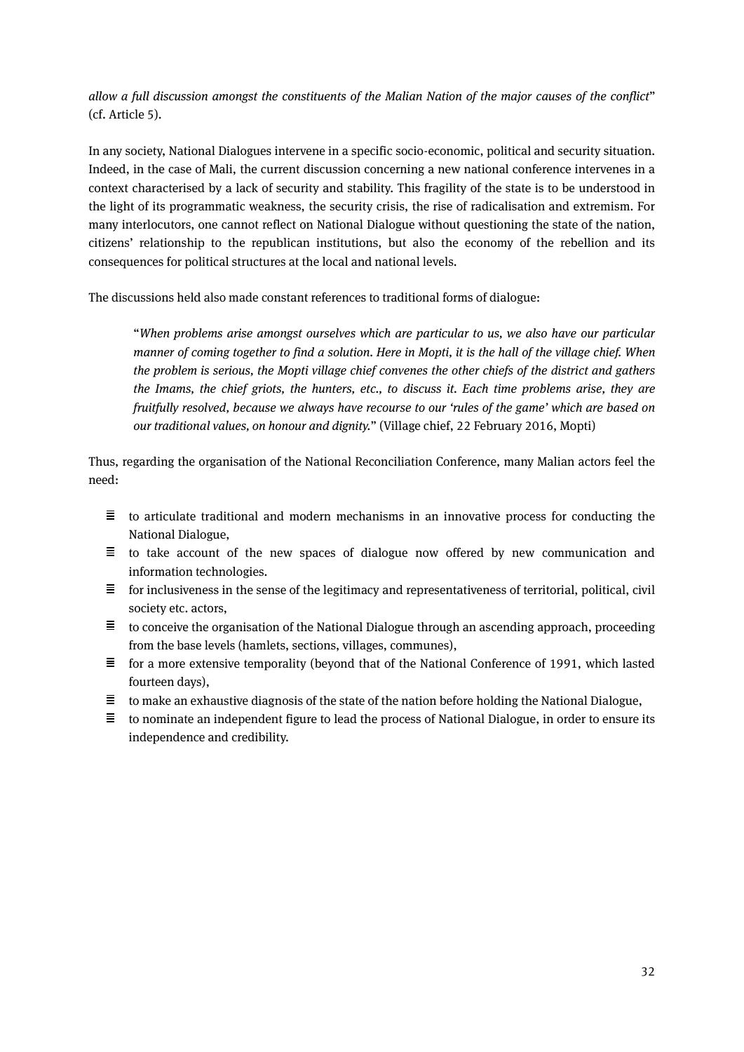*allow a full discussion amongst the constituents of the Malian Nation of the major causes of the conflict*" (cf. Article 5).

In any society, National Dialogues intervene in a specific socio-economic, political and security situation. Indeed, in the case of Mali, the current discussion concerning a new national conference intervenes in a context characterised by a lack of security and stability. This fragility of the state is to be understood in the light of its programmatic weakness, the security crisis, the rise of radicalisation and extremism. For many interlocutors, one cannot reflect on National Dialogue without questioning the state of the nation, citizens' relationship to the republican institutions, but also the economy of the rebellion and its consequences for political structures at the local and national levels.

The discussions held also made constant references to traditional forms of dialogue:

> "*When problems arise amongst ourselves which are particular to us, we also have our particular manner of coming together to find a solution. Here in Mopti, it is the hall of the village chief. When the problem is serious, the Mopti village chief convenes the other chiefs of the district and gathers the Imams, the chief griots, the hunters, etc., to discuss it. Each time problems arise, they are fruitfully resolved, because we always have recourse to our 'rules of the game' which are based on our traditional values, on honour and dignity.*" (Village chief, 22 February 2016, Mopti)

Thus, regarding the organisation of the National Reconciliation Conference, many Malian actors feel the need:

- to articulate traditional and modern mechanisms in an innovative process for conducting the National Dialogue,
- to take account of the new spaces of dialogue now offered by new communication and information technologies.
- for inclusiveness in the sense of the legitimacy and representativeness of territorial, political, civil society etc. actors,
- to conceive the organisation of the National Dialogue through an ascending approach, proceeding from the base levels (hamlets, sections, villages, communes),
- for a more extensive temporality (beyond that of the National Conference of 1991, which lasted fourteen days),
- to make an exhaustive diagnosis of the state of the nation before holding the National Dialogue,
- to nominate an independent figure to lead the process of National Dialogue, in order to ensure its independence and credibility.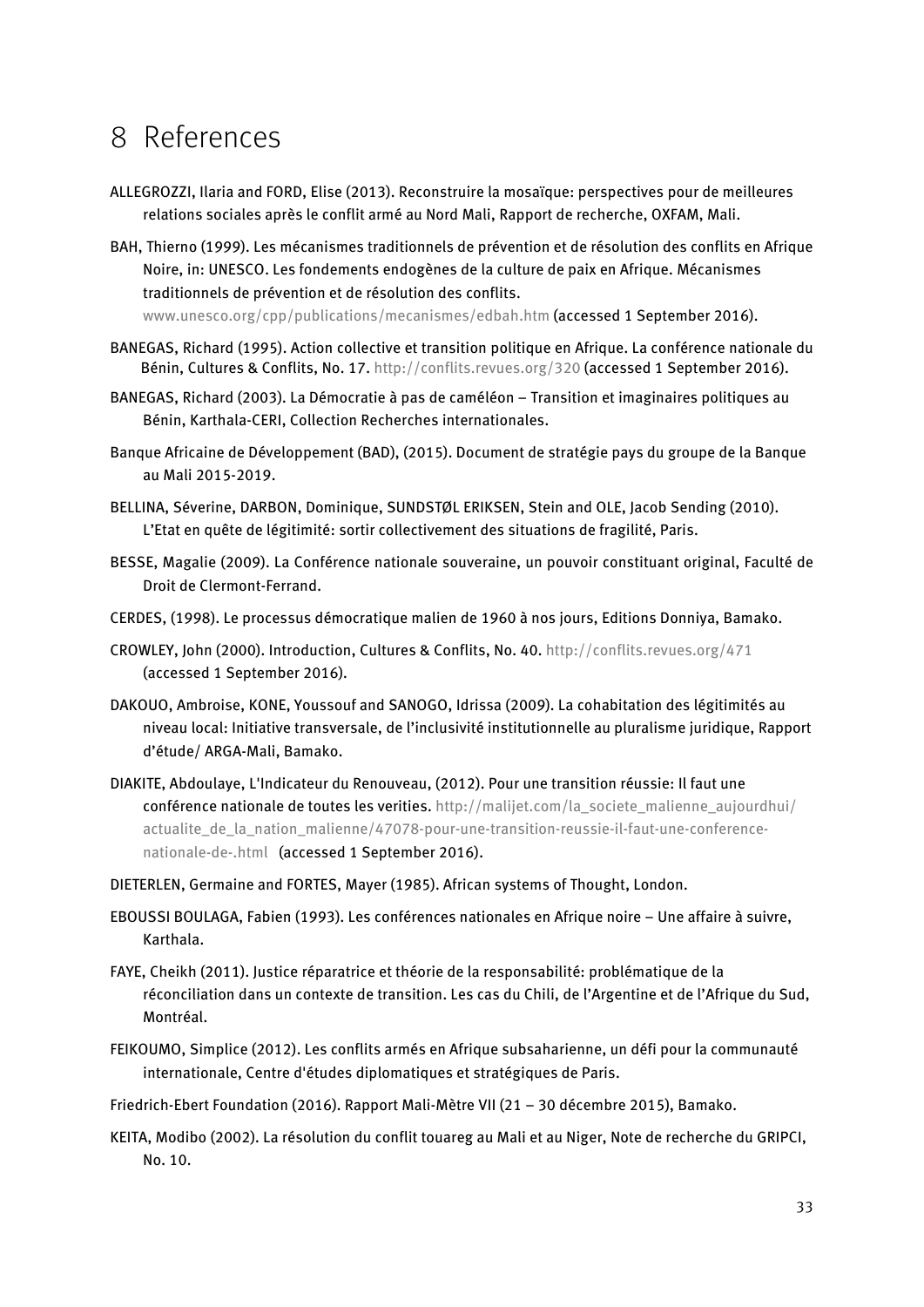# 8 References

ALLEGROZZI, Ilaria and FORD, Elise (2013). Reconstruire la mosaïque: perspectives pour de meilleures relations sociales après le conflit armé au Nord Mali, Rapport de recherche, OXFAM, Mali.

BAH, Thierno (1999). Les mécanismes traditionnels de prévention et de résolution des conflits en Afrique Noire, in: UNESCO. Les fondements endogènes de la culture de paix en Afrique. Mécanismes traditionnels de prévention et de résolution des conflits. www.unesco.org/cpp/publications/mecanismes/edbah.htm (accessed 1 September 2016).

BANEGAS, Richard (1995). Action collective et transition politique en Afrique. La conférence nationale du Bénin, Cultures & Conflits, No. 17. http://conflits.revues.org/320 (accessed 1 September 2016).

BANEGAS, Richard (2003). La Démocratie à pas de caméléon – Transition et imaginaires politiques au Bénin, Karthala-CERI, Collection Recherches internationales.

Banque Africaine de Développement (BAD), (2015). Document de stratégie pays du groupe de la Banque au Mali 2015-2019.

BELLINA, Séverine, DARBON, Dominique, SUNDSTØL ERIKSEN, Stein and OLE, Jacob Sending (2010). L'Etat en quête de légitimité: sortir collectivement des situations de fragilité, Paris.

BESSE, Magalie (2009). La Conférence nationale souveraine, un pouvoir constituant original, Faculté de Droit de Clermont-Ferrand.

CERDES, (1998). Le processus démocratique malien de 1960 à nos jours, Editions Donniya, Bamako.

CROWLEY, John (2000). Introduction, Cultures & Conflits, No. 40. http://conflits.revues.org/471 (accessed 1 September 2016).

DAKOUO, Ambroise, KONE, Youssouf and SANOGO, Idrissa (2009). La cohabitation des légitimités au niveau local: Initiative transversale, de l'inclusivité institutionnelle au pluralisme juridique, Rapport d'étude/ ARGA-Mali, Bamako.

DIAKITE, Abdoulaye, L'Indicateur du Renouveau, (2012). Pour une transition réussie: Il faut une conférence nationale de toutes les verities. http://malijet.com/la_societe_malienne_aujourdhui/actualite_de_la_nation_malienne/47078-pour-une-transition-reussie-il-faut-une-conference-nationale-de-.html (accessed 1 September 2016).

DIETERLEN, Germaine and FORTES, Mayer (1985). African systems of Thought, London.

EBOUSSI BOULAGA, Fabien (1993). Les conférences nationales en Afrique noire – Une affaire à suivre, Karthala.

FAYE, Cheikh (2011). Justice réparatrice et théorie de la responsabilité: problématique de la réconciliation dans un contexte de transition. Les cas du Chili, de l'Argentine et de l'Afrique du Sud, Montréal.

FEIKOUMO, Simplice (2012). Les conflits armés en Afrique subsaharienne, un défi pour la communauté internationale, Centre d'études diplomatiques et stratégiques de Paris.

Friedrich-Ebert Foundation (2016). Rapport Mali-Mètre VII (21 – 30 décembre 2015), Bamako.

KEITA, Modibo (2002). La résolution du conflit touareg au Mali et au Niger, Note de recherche du GRIPCI, No. 10.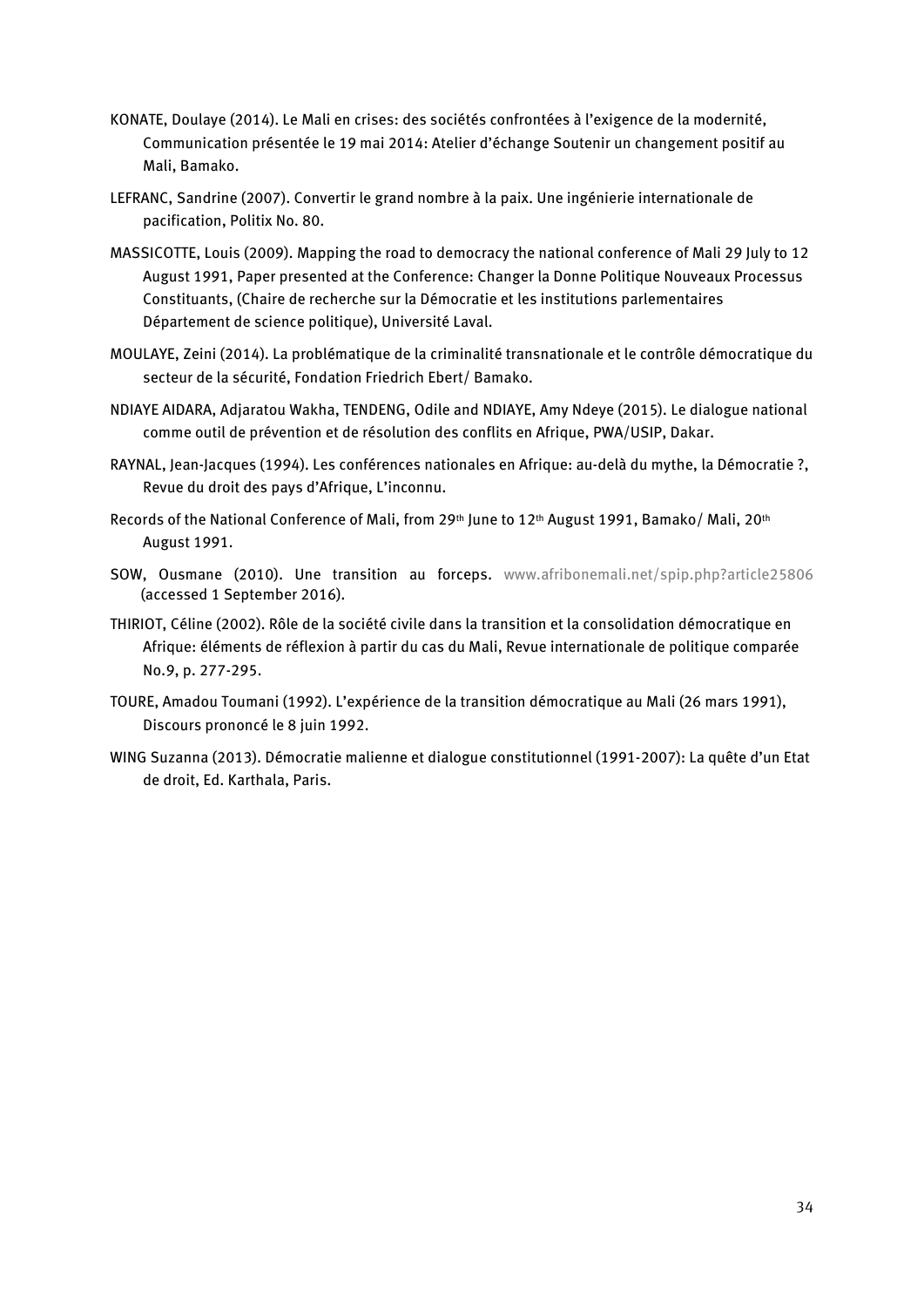KONATE, Doulaye (2014). Le Mali en crises: des sociétés confrontées à l'exigence de la modernité, Communication présentée le 19 mai 2014: Atelier d'échange Soutenir un changement positif au Mali, Bamako.

LEFRANC, Sandrine (2007). Convertir le grand nombre à la paix. Une ingénierie internationale de pacification, Politix No. 80.

MASSICOTTE, Louis (2009). Mapping the road to democracy the national conference of Mali 29 July to 12 August 1991, Paper presented at the Conference: Changer la Donne Politique Nouveaux Processus Constituants, (Chaire de recherche sur la Démocratie et les institutions parlementaires Département de science politique), Université Laval.

MOULAYE, Zeini (2014). La problématique de la criminalité transnationale et le contrôle démocratique du secteur de la sécurité, Fondation Friedrich Ebert/ Bamako.

NDIAYE AIDARA, Adjaratou Wakha, TENDENG, Odile and NDIAYE, Amy Ndeye (2015). Le dialogue national comme outil de prévention et de résolution des conflits en Afrique, PWA/USIP, Dakar.

RAYNAL, Jean-Jacques (1994). Les conférences nationales en Afrique: au-delà du mythe, la Démocratie ?, Revue du droit des pays d'Afrique, L'inconnu.

Records of the National Conference of Mali, from 29th June to 12th August 1991, Bamako/ Mali, 20th August 1991.

SOW, Ousmane (2010). Une transition au forceps. www.afribonemali.net/spip.php?article25806 (accessed 1 September 2016).

THIRIOT, Céline (2002). Rôle de la société civile dans la transition et la consolidation démocratique en Afrique: éléments de réflexion à partir du cas du Mali, Revue internationale de politique comparée No.9, p. 277-295.

TOURE, Amadou Toumani (1992). L'expérience de la transition démocratique au Mali (26 mars 1991), Discours prononcé le 8 juin 1992.

WING Suzanna (2013). Démocratie malienne et dialogue constitutionnel (1991-2007): La quête d'un Etat de droit, Ed. Karthala, Paris.